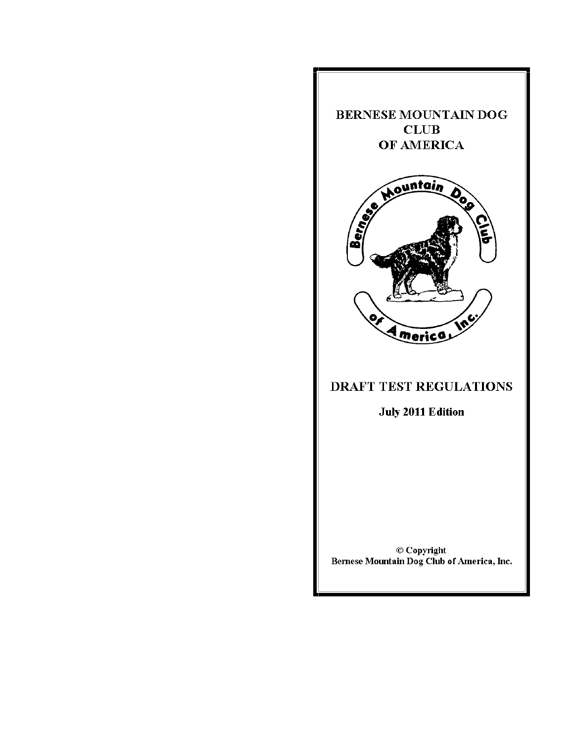# BERNESE MOUNTAIN DOG CLUB OF AMERICA

## DRAFT TEST REGULATIONS

**July 2011 Edition**

© Copyright
Bernese Mountain Dog Club of America, Inc.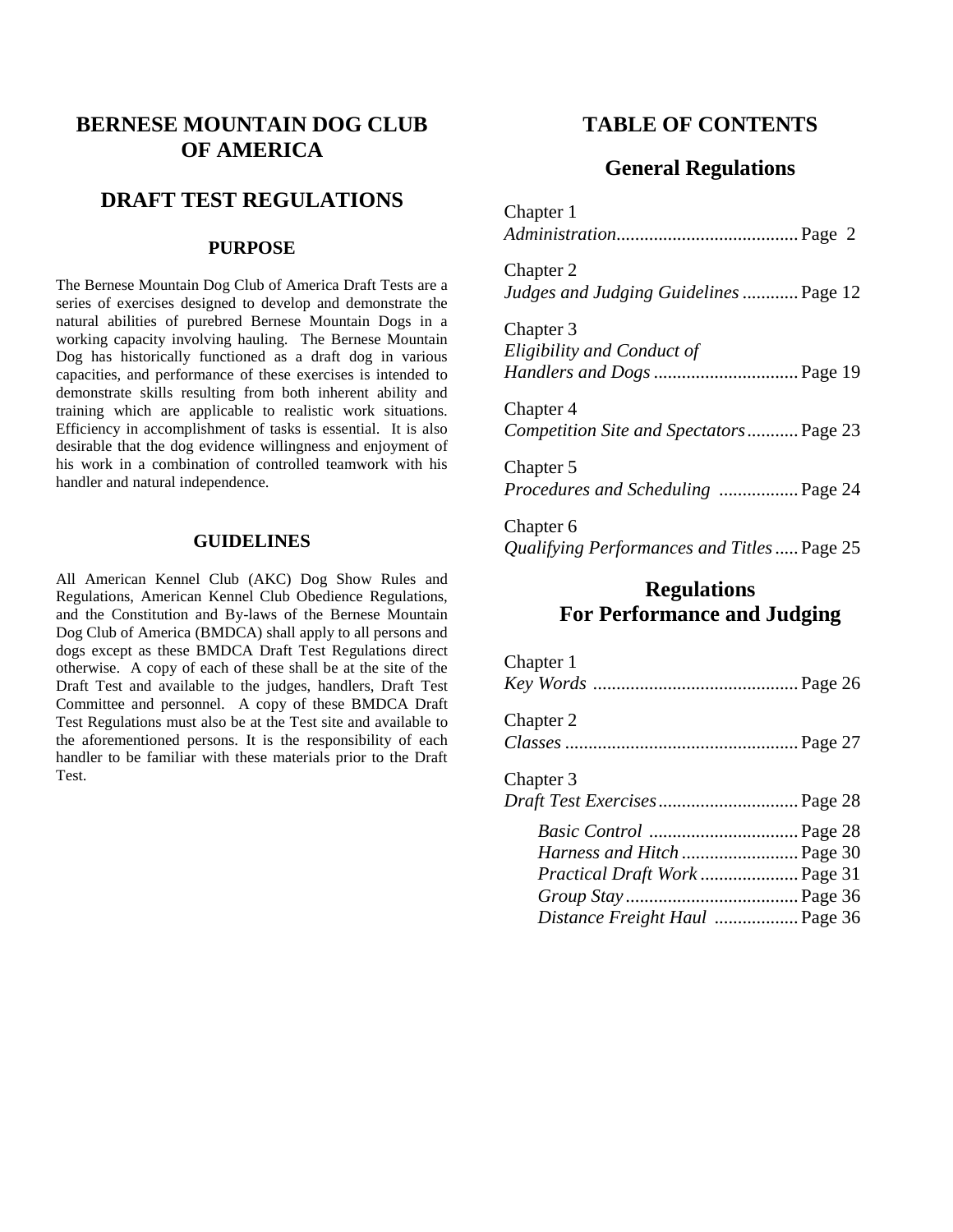# BERNESE MOUNTAIN DOG CLUB OF AMERICA

## DRAFT TEST REGULATIONS

### PURPOSE

The Bernese Mountain Dog Club of America Draft Tests are a series of exercises designed to develop and demonstrate the natural abilities of purebred Bernese Mountain Dogs in a working capacity involving hauling. The Bernese Mountain Dog has historically functioned as a draft dog in various capacities, and performance of these exercises is intended to demonstrate skills resulting from both inherent ability and training which are applicable to realistic work situations. Efficiency in accomplishment of tasks is essential. It is also desirable that the dog evidence willingness and enjoyment of his work in a combination of controlled teamwork with his handler and natural independence.

### GUIDELINES

All American Kennel Club (AKC) Dog Show Rules and Regulations, American Kennel Club Obedience Regulations, and the Constitution and By-laws of the Bernese Mountain Dog Club of America (BMDCA) shall apply to all persons and dogs except as these BMDCA Draft Test Regulations direct otherwise. A copy of each of these shall be at the site of the Draft Test and available to the judges, handlers, Draft Test Committee and personnel. A copy of these BMDCA Draft Test Regulations must also be at the Test site and available to the aforementioned persons. It is the responsibility of each handler to be familiar with these materials prior to the Draft Test.

## TABLE OF CONTENTS

### General Regulations

Chapter 1
*Administration* .......... Page 2

Chapter 2
*Judges and Judging Guidelines* .......... Page 12

Chapter 3
*Eligibility and Conduct of Handlers and Dogs* .......... Page 19

Chapter 4
*Competition Site and Spectators* .......... Page 23

Chapter 5
*Procedures and Scheduling* .......... Page 24

Chapter 6
*Qualifying Performances and Titles* .......... Page 25

### Regulations For Performance and Judging

Chapter 1
*Key Words* .......... Page 26

Chapter 2
*Classes* .......... Page 27

Chapter 3
*Draft Test Exercises* .......... Page 28

- *Basic Control* .......... Page 28
- *Harness and Hitch* .......... Page 30
- *Practical Draft Work* .......... Page 31
- *Group Stay* .......... Page 36
- *Distance Freight Haul* .......... Page 36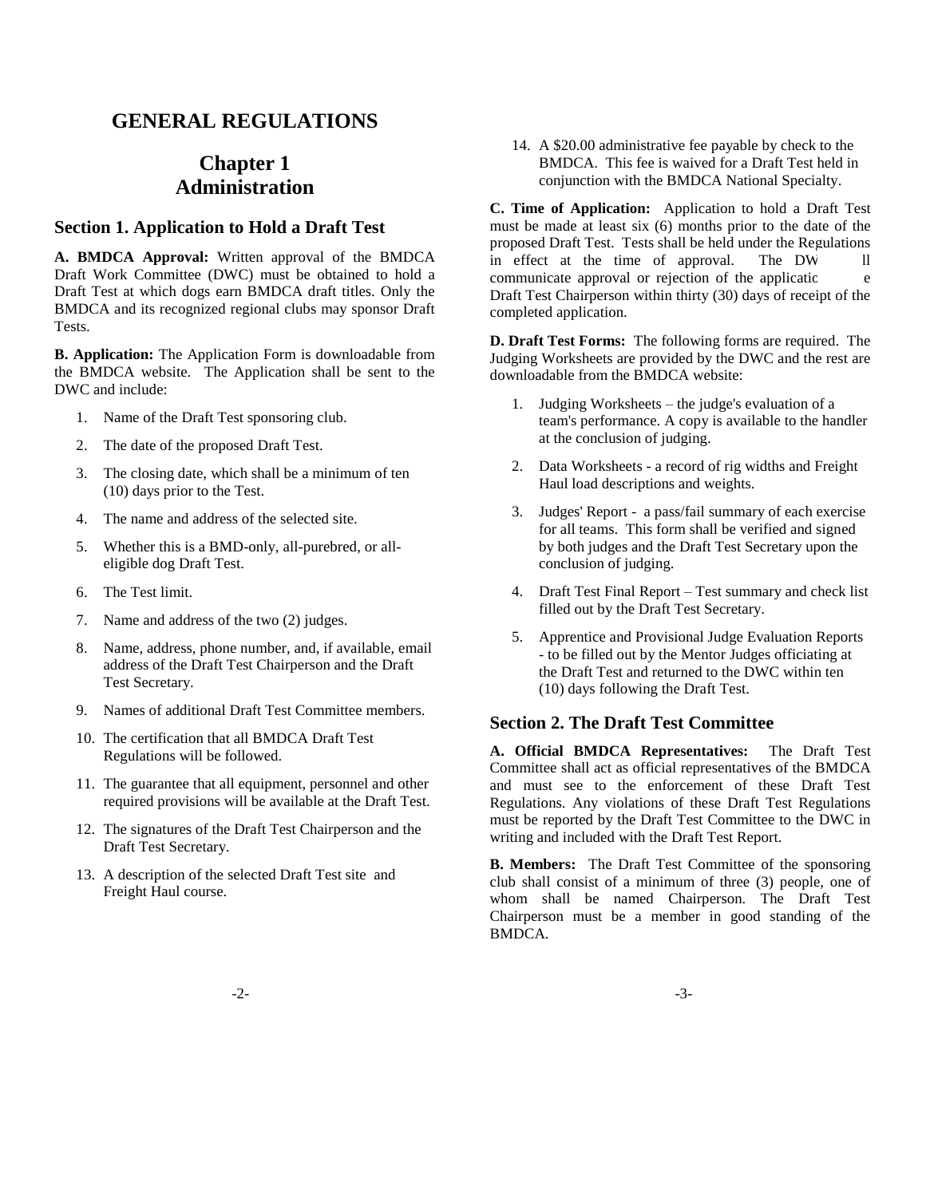# GENERAL REGULATIONS

## Chapter 1
## Administration

### Section 1. Application to Hold a Draft Test

**A. BMDCA Approval:** Written approval of the BMDCA Draft Work Committee (DWC) must be obtained to hold a Draft Test at which dogs earn BMDCA draft titles. Only the BMDCA and its recognized regional clubs may sponsor Draft Tests.

**B. Application:** The Application Form is downloadable from the BMDCA website. The Application shall be sent to the DWC and include:

1. Name of the Draft Test sponsoring club.
2. The date of the proposed Draft Test.
3. The closing date, which shall be a minimum of ten (10) days prior to the Test.
4. The name and address of the selected site.
5. Whether this is a BMD-only, all-purebred, or all-eligible dog Draft Test.
6. The Test limit.
7. Name and address of the two (2) judges.
8. Name, address, phone number, and, if available, email address of the Draft Test Chairperson and the Draft Test Secretary.
9. Names of additional Draft Test Committee members.
10. The certification that all BMDCA Draft Test Regulations will be followed.
11. The guarantee that all equipment, personnel and other required provisions will be available at the Draft Test.
12. The signatures of the Draft Test Chairperson and the Draft Test Secretary.
13. A description of the selected Draft Test site and Freight Haul course.
14. A $20.00 administrative fee payable by check to the BMDCA. This fee is waived for a Draft Test held in conjunction with the BMDCA National Specialty.

**C. Time of Application:** Application to hold a Draft Test must be made at least six (6) months prior to the date of the proposed Draft Test. Tests shall be held under the Regulations in effect at the time of approval. The DW ll communicate approval or rejection of the applicatic e Draft Test Chairperson within thirty (30) days of receipt of the completed application.

**D. Draft Test Forms:** The following forms are required. The Judging Worksheets are provided by the DWC and the rest are downloadable from the BMDCA website:

1. Judging Worksheets – the judge's evaluation of a team's performance. A copy is available to the handler at the conclusion of judging.
2. Data Worksheets - a record of rig widths and Freight Haul load descriptions and weights.
3. Judges' Report - a pass/fail summary of each exercise for all teams. This form shall be verified and signed by both judges and the Draft Test Secretary upon the conclusion of judging.
4. Draft Test Final Report – Test summary and check list filled out by the Draft Test Secretary.
5. Apprentice and Provisional Judge Evaluation Reports - to be filled out by the Mentor Judges officiating at the Draft Test and returned to the DWC within ten (10) days following the Draft Test.

### Section 2. The Draft Test Committee

**A. Official BMDCA Representatives:** The Draft Test Committee shall act as official representatives of the BMDCA and must see to the enforcement of these Draft Test Regulations. Any violations of these Draft Test Regulations must be reported by the Draft Test Committee to the DWC in writing and included with the Draft Test Report.

**B. Members:** The Draft Test Committee of the sponsoring club shall consist of a minimum of three (3) people, one of whom shall be named Chairperson. The Draft Test Chairperson must be a member in good standing of the BMDCA.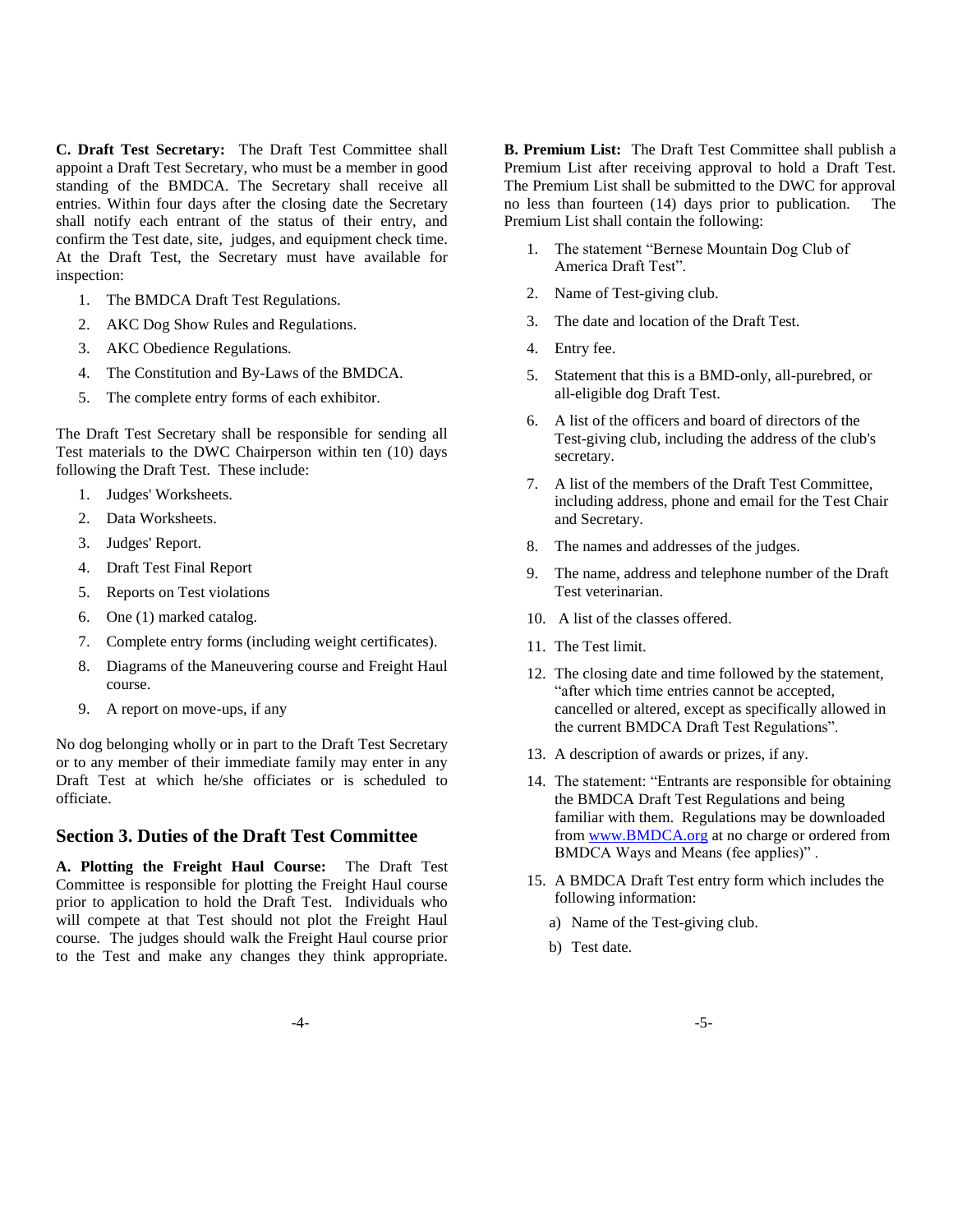**C. Draft Test Secretary:** The Draft Test Committee shall appoint a Draft Test Secretary, who must be a member in good standing of the BMDCA. The Secretary shall receive all entries. Within four days after the closing date the Secretary shall notify each entrant of the status of their entry, and confirm the Test date, site, judges, and equipment check time. At the Draft Test, the Secretary must have available for inspection:

1. The BMDCA Draft Test Regulations.
2. AKC Dog Show Rules and Regulations.
3. AKC Obedience Regulations.
4. The Constitution and By-Laws of the BMDCA.
5. The complete entry forms of each exhibitor.

The Draft Test Secretary shall be responsible for sending all Test materials to the DWC Chairperson within ten (10) days following the Draft Test. These include:

1. Judges' Worksheets.
2. Data Worksheets.
3. Judges' Report.
4. Draft Test Final Report
5. Reports on Test violations
6. One (1) marked catalog.
7. Complete entry forms (including weight certificates).
8. Diagrams of the Maneuvering course and Freight Haul course.
9. A report on move-ups, if any

No dog belonging wholly or in part to the Draft Test Secretary or to any member of their immediate family may enter in any Draft Test at which he/she officiates or is scheduled to officiate.

## Section 3. Duties of the Draft Test Committee

**A. Plotting the Freight Haul Course:** The Draft Test Committee is responsible for plotting the Freight Haul course prior to application to hold the Draft Test. Individuals who will compete at that Test should not plot the Freight Haul course. The judges should walk the Freight Haul course prior to the Test and make any changes they think appropriate.

**B. Premium List:** The Draft Test Committee shall publish a Premium List after receiving approval to hold a Draft Test. The Premium List shall be submitted to the DWC for approval no less than fourteen (14) days prior to publication. The Premium List shall contain the following:

1. The statement "Bernese Mountain Dog Club of America Draft Test".
2. Name of Test-giving club.
3. The date and location of the Draft Test.
4. Entry fee.
5. Statement that this is a BMD-only, all-purebred, or all-eligible dog Draft Test.
6. A list of the officers and board of directors of the Test-giving club, including the address of the club's secretary.
7. A list of the members of the Draft Test Committee, including address, phone and email for the Test Chair and Secretary.
8. The names and addresses of the judges.
9. The name, address and telephone number of the Draft Test veterinarian.
10. A list of the classes offered.
11. The Test limit.
12. The closing date and time followed by the statement, "after which time entries cannot be accepted, cancelled or altered, except as specifically allowed in the current BMDCA Draft Test Regulations".
13. A description of awards or prizes, if any.
14. The statement: "Entrants are responsible for obtaining the BMDCA Draft Test Regulations and being familiar with them. Regulations may be downloaded from [www.BMDCA.org](http://www.BMDCA.org) at no charge or ordered from BMDCA Ways and Means (fee applies)".
15. A BMDCA Draft Test entry form which includes the following information:
    a) Name of the Test-giving club.
    b) Test date.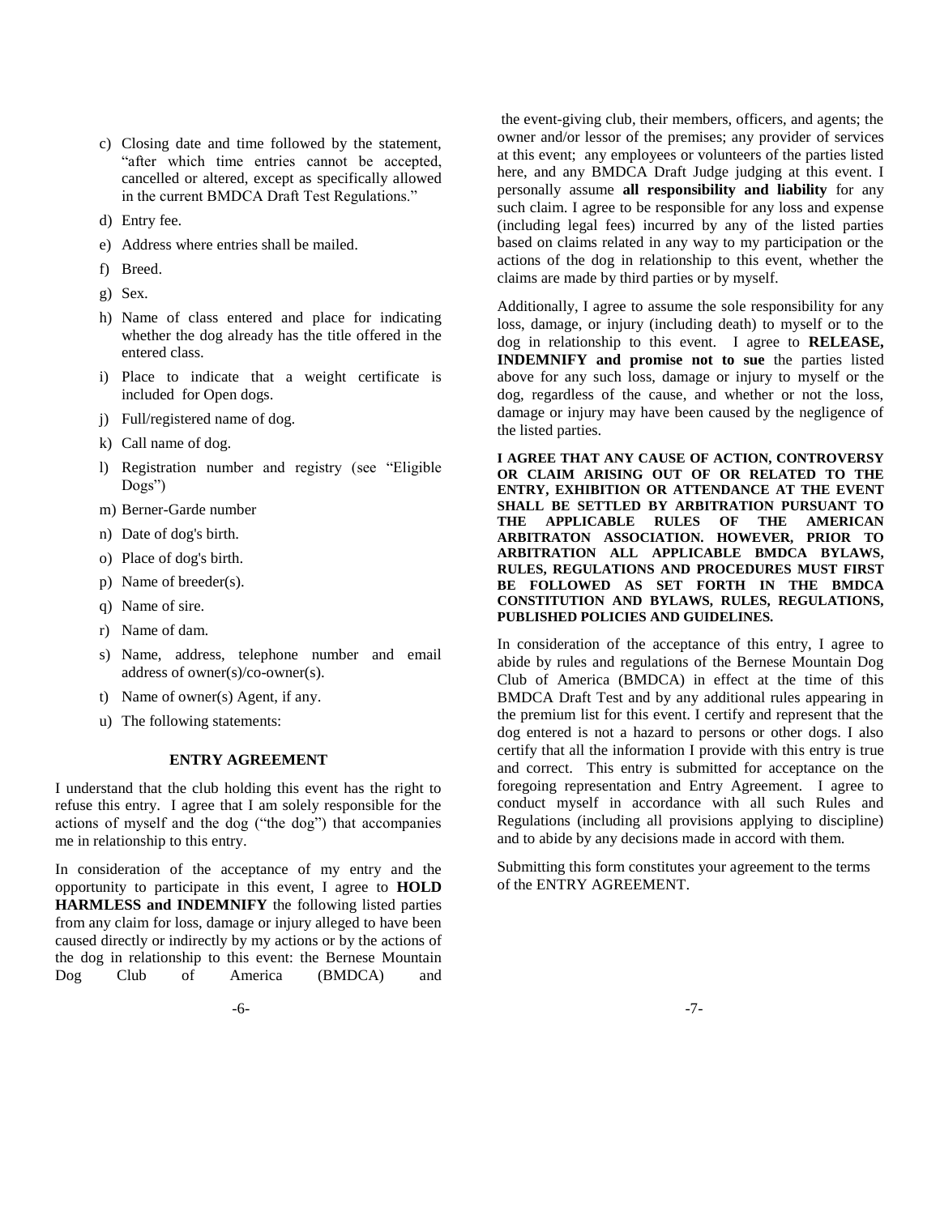c) Closing date and time followed by the statement, "after which time entries cannot be accepted, cancelled or altered, except as specifically allowed in the current BMDCA Draft Test Regulations."

d) Entry fee.

e) Address where entries shall be mailed.

f) Breed.

g) Sex.

h) Name of class entered and place for indicating whether the dog already has the title offered in the entered class.

i) Place to indicate that a weight certificate is included for Open dogs.

j) Full/registered name of dog.

k) Call name of dog.

l) Registration number and registry (see "Eligible Dogs")

m) Berner-Garde number

n) Date of dog's birth.

o) Place of dog's birth.

p) Name of breeder(s).

q) Name of sire.

r) Name of dam.

s) Name, address, telephone number and email address of owner(s)/co-owner(s).

t) Name of owner(s) Agent, if any.

u) The following statements:

### ENTRY AGREEMENT

I understand that the club holding this event has the right to refuse this entry. I agree that I am solely responsible for the actions of myself and the dog ("the dog") that accompanies me in relationship to this entry.

In consideration of the acceptance of my entry and the opportunity to participate in this event, I agree to **HOLD HARMLESS and INDEMNIFY** the following listed parties from any claim for loss, damage or injury alleged to have been caused directly or indirectly by my actions or by the actions of the dog in relationship to this event: the Bernese Mountain Dog Club of America (BMDCA) and the event-giving club, their members, officers, and agents; the owner and/or lessor of the premises; any provider of services at this event; any employees or volunteers of the parties listed here, and any BMDCA Draft Judge judging at this event. I personally assume **all responsibility and liability** for any such claim. I agree to be responsible for any loss and expense (including legal fees) incurred by any of the listed parties based on claims related in any way to my participation or the actions of the dog in relationship to this event, whether the claims are made by third parties or by myself.

Additionally, I agree to assume the sole responsibility for any loss, damage, or injury (including death) to myself or to the dog in relationship to this event. I agree to **RELEASE, INDEMNIFY and promise not to sue** the parties listed above for any such loss, damage or injury to myself or the dog, regardless of the cause, and whether or not the loss, damage or injury may have been caused by the negligence of the listed parties.

**I AGREE THAT ANY CAUSE OF ACTION, CONTROVERSY OR CLAIM ARISING OUT OF OR RELATED TO THE ENTRY, EXHIBITION OR ATTENDANCE AT THE EVENT SHALL BE SETTLED BY ARBITRATION PURSUANT TO THE APPLICABLE RULES OF THE AMERICAN ARBITRATON ASSOCIATION. HOWEVER, PRIOR TO ARBITRATION ALL APPLICABLE BMDCA BYLAWS, RULES, REGULATIONS AND PROCEDURES MUST FIRST BE FOLLOWED AS SET FORTH IN THE BMDCA CONSTITUTION AND BYLAWS, RULES, REGULATIONS, PUBLISHED POLICIES AND GUIDELINES.**

In consideration of the acceptance of this entry, I agree to abide by rules and regulations of the Bernese Mountain Dog Club of America (BMDCA) in effect at the time of this BMDCA Draft Test and by any additional rules appearing in the premium list for this event. I certify and represent that the dog entered is not a hazard to persons or other dogs. I also certify that all the information I provide with this entry is true and correct. This entry is submitted for acceptance on the foregoing representation and Entry Agreement. I agree to conduct myself in accordance with all such Rules and Regulations (including all provisions applying to discipline) and to abide by any decisions made in accord with them.

Submitting this form constitutes your agreement to the terms of the ENTRY AGREEMENT.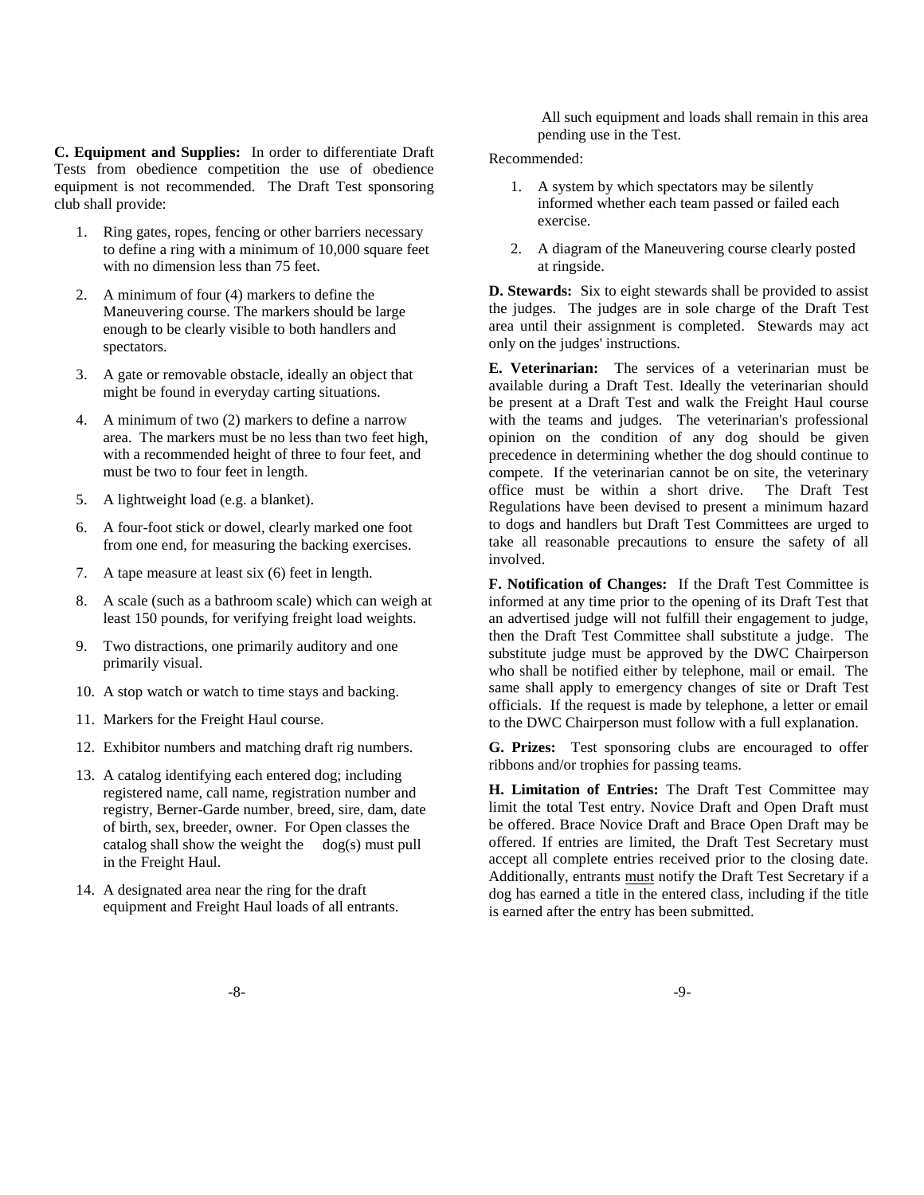**C. Equipment and Supplies:** In order to differentiate Draft Tests from obedience competition the use of obedience equipment is not recommended. The Draft Test sponsoring club shall provide:

1. Ring gates, ropes, fencing or other barriers necessary to define a ring with a minimum of 10,000 square feet with no dimension less than 75 feet.
2. A minimum of four (4) markers to define the Maneuvering course. The markers should be large enough to be clearly visible to both handlers and spectators.
3. A gate or removable obstacle, ideally an object that might be found in everyday carting situations.
4. A minimum of two (2) markers to define a narrow area. The markers must be no less than two feet high, with a recommended height of three to four feet, and must be two to four feet in length.
5. A lightweight load (e.g. a blanket).
6. A four-foot stick or dowel, clearly marked one foot from one end, for measuring the backing exercises.
7. A tape measure at least six (6) feet in length.
8. A scale (such as a bathroom scale) which can weigh at least 150 pounds, for verifying freight load weights.
9. Two distractions, one primarily auditory and one primarily visual.
10. A stop watch or watch to time stays and backing.
11. Markers for the Freight Haul course.
12. Exhibitor numbers and matching draft rig numbers.
13. A catalog identifying each entered dog; including registered name, call name, registration number and registry, Berner-Garde number, breed, sire, dam, date of birth, sex, breeder, owner. For Open classes the catalog shall show the weight the dog(s) must pull in the Freight Haul.
14. A designated area near the ring for the draft equipment and Freight Haul loads of all entrants. All such equipment and loads shall remain in this area pending use in the Test.

Recommended:

1. A system by which spectators may be silently informed whether each team passed or failed each exercise.
2. A diagram of the Maneuvering course clearly posted at ringside.

**D. Stewards:** Six to eight stewards shall be provided to assist the judges. The judges are in sole charge of the Draft Test area until their assignment is completed. Stewards may act only on the judges' instructions.

**E. Veterinarian:** The services of a veterinarian must be available during a Draft Test. Ideally the veterinarian should be present at a Draft Test and walk the Freight Haul course with the teams and judges. The veterinarian's professional opinion on the condition of any dog should be given precedence in determining whether the dog should continue to compete. If the veterinarian cannot be on site, the veterinary office must be within a short drive. The Draft Test Regulations have been devised to present a minimum hazard to dogs and handlers but Draft Test Committees are urged to take all reasonable precautions to ensure the safety of all involved.

**F. Notification of Changes:** If the Draft Test Committee is informed at any time prior to the opening of its Draft Test that an advertised judge will not fulfill their engagement to judge, then the Draft Test Committee shall substitute a judge. The substitute judge must be approved by the DWC Chairperson who shall be notified either by telephone, mail or email. The same shall apply to emergency changes of site or Draft Test officials. If the request is made by telephone, a letter or email to the DWC Chairperson must follow with a full explanation.

**G. Prizes:** Test sponsoring clubs are encouraged to offer ribbons and/or trophies for passing teams.

**H. Limitation of Entries:** The Draft Test Committee may limit the total Test entry. Novice Draft and Open Draft must be offered. Brace Novice Draft and Brace Open Draft may be offered. If entries are limited, the Draft Test Secretary must accept all complete entries received prior to the closing date. Additionally, entrants must notify the Draft Test Secretary if a dog has earned a title in the entered class, including if the title is earned after the entry has been submitted.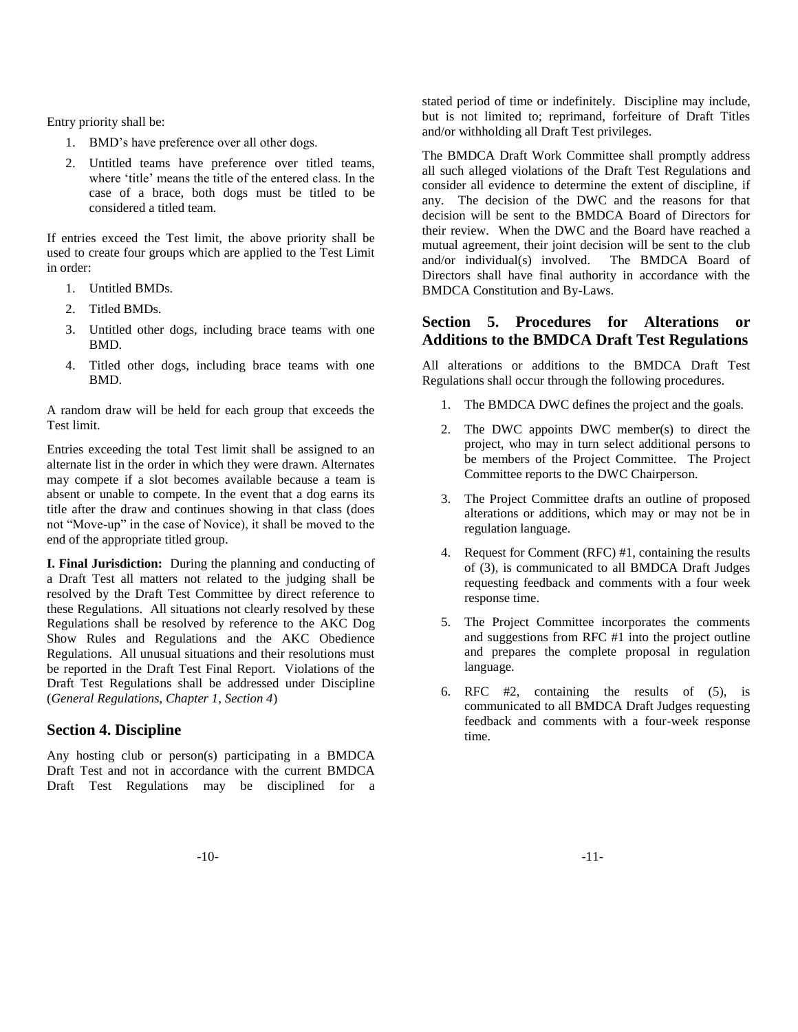Entry priority shall be:

1. BMD's have preference over all other dogs.
2. Untitled teams have preference over titled teams, where 'title' means the title of the entered class. In the case of a brace, both dogs must be titled to be considered a titled team.

If entries exceed the Test limit, the above priority shall be used to create four groups which are applied to the Test Limit in order:

1. Untitled BMDs.
2. Titled BMDs.
3. Untitled other dogs, including brace teams with one BMD.
4. Titled other dogs, including brace teams with one BMD.

A random draw will be held for each group that exceeds the Test limit.

Entries exceeding the total Test limit shall be assigned to an alternate list in the order in which they were drawn. Alternates may compete if a slot becomes available because a team is absent or unable to compete. In the event that a dog earns its title after the draw and continues showing in that class (does not "Move-up" in the case of Novice), it shall be moved to the end of the appropriate titled group.

**I. Final Jurisdiction:** During the planning and conducting of a Draft Test all matters not related to the judging shall be resolved by the Draft Test Committee by direct reference to these Regulations. All situations not clearly resolved by these Regulations shall be resolved by reference to the AKC Dog Show Rules and Regulations and the AKC Obedience Regulations. All unusual situations and their resolutions must be reported in the Draft Test Final Report. Violations of the Draft Test Regulations shall be addressed under Discipline (*General Regulations, Chapter 1, Section 4*)

## Section 4. Discipline

Any hosting club or person(s) participating in a BMDCA Draft Test and not in accordance with the current BMDCA Draft Test Regulations may be disciplined for a stated period of time or indefinitely. Discipline may include, but is not limited to; reprimand, forfeiture of Draft Titles and/or withholding all Draft Test privileges.

The BMDCA Draft Work Committee shall promptly address all such alleged violations of the Draft Test Regulations and consider all evidence to determine the extent of discipline, if any. The decision of the DWC and the reasons for that decision will be sent to the BMDCA Board of Directors for their review. When the DWC and the Board have reached a mutual agreement, their joint decision will be sent to the club and/or individual(s) involved. The BMDCA Board of Directors shall have final authority in accordance with the BMDCA Constitution and By-Laws.

## Section 5. Procedures for Alterations or Additions to the BMDCA Draft Test Regulations

All alterations or additions to the BMDCA Draft Test Regulations shall occur through the following procedures.

1. The BMDCA DWC defines the project and the goals.
2. The DWC appoints DWC member(s) to direct the project, who may in turn select additional persons to be members of the Project Committee. The Project Committee reports to the DWC Chairperson.
3. The Project Committee drafts an outline of proposed alterations or additions, which may or may not be in regulation language.
4. Request for Comment (RFC) #1, containing the results of (3), is communicated to all BMDCA Draft Judges requesting feedback and comments with a four week response time.
5. The Project Committee incorporates the comments and suggestions from RFC #1 into the project outline and prepares the complete proposal in regulation language.
6. RFC #2, containing the results of (5), is communicated to all BMDCA Draft Judges requesting feedback and comments with a four-week response time.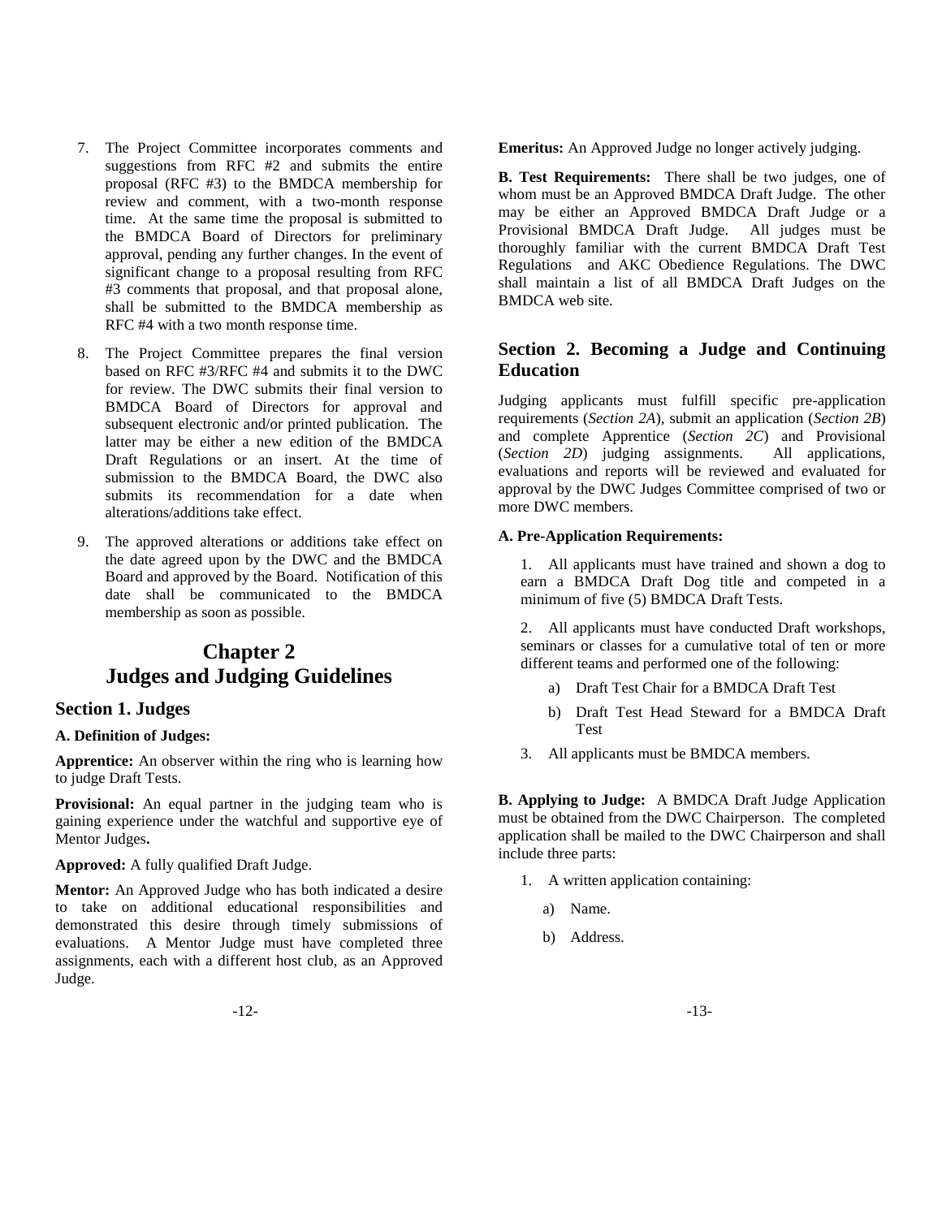7. The Project Committee incorporates comments and suggestions from RFC #2 and submits the entire proposal (RFC #3) to the BMDCA membership for review and comment, with a two-month response time. At the same time the proposal is submitted to the BMDCA Board of Directors for preliminary approval, pending any further changes. In the event of significant change to a proposal resulting from RFC #3 comments that proposal, and that proposal alone, shall be submitted to the BMDCA membership as RFC #4 with a two month response time.

8. The Project Committee prepares the final version based on RFC #3/RFC #4 and submits it to the DWC for review. The DWC submits their final version to BMDCA Board of Directors for approval and subsequent electronic and/or printed publication. The latter may be either a new edition of the BMDCA Draft Regulations or an insert. At the time of submission to the BMDCA Board, the DWC also submits its recommendation for a date when alterations/additions take effect.

9. The approved alterations or additions take effect on the date agreed upon by the DWC and the BMDCA Board and approved by the Board. Notification of this date shall be communicated to the BMDCA membership as soon as possible.

# Chapter 2
# Judges and Judging Guidelines

## Section 1. Judges

### A. Definition of Judges:

**Apprentice:** An observer within the ring who is learning how to judge Draft Tests.

**Provisional:** An equal partner in the judging team who is gaining experience under the watchful and supportive eye of Mentor Judges**.**

**Approved:** A fully qualified Draft Judge.

**Mentor:** An Approved Judge who has both indicated a desire to take on additional educational responsibilities and demonstrated this desire through timely submissions of evaluations. A Mentor Judge must have completed three assignments, each with a different host club, as an Approved Judge.

**Emeritus:** An Approved Judge no longer actively judging.

**B. Test Requirements:** There shall be two judges, one of whom must be an Approved BMDCA Draft Judge. The other may be either an Approved BMDCA Draft Judge or a Provisional BMDCA Draft Judge. All judges must be thoroughly familiar with the current BMDCA Draft Test Regulations and AKC Obedience Regulations. The DWC shall maintain a list of all BMDCA Draft Judges on the BMDCA web site.

## Section 2. Becoming a Judge and Continuing Education

Judging applicants must fulfill specific pre-application requirements (*Section 2A*), submit an application (*Section 2B*) and complete Apprentice (*Section 2C*) and Provisional (*Section 2D*) judging assignments. All applications, evaluations and reports will be reviewed and evaluated for approval by the DWC Judges Committee comprised of two or more DWC members.

### A. Pre-Application Requirements:

1. All applicants must have trained and shown a dog to earn a BMDCA Draft Dog title and competed in a minimum of five (5) BMDCA Draft Tests.

2. All applicants must have conducted Draft workshops, seminars or classes for a cumulative total of ten or more different teams and performed one of the following:
   a) Draft Test Chair for a BMDCA Draft Test
   b) Draft Test Head Steward for a BMDCA Draft Test

3. All applicants must be BMDCA members.

**B. Applying to Judge:** A BMDCA Draft Judge Application must be obtained from the DWC Chairperson. The completed application shall be mailed to the DWC Chairperson and shall include three parts:

1. A written application containing:
   a) Name.
   b) Address.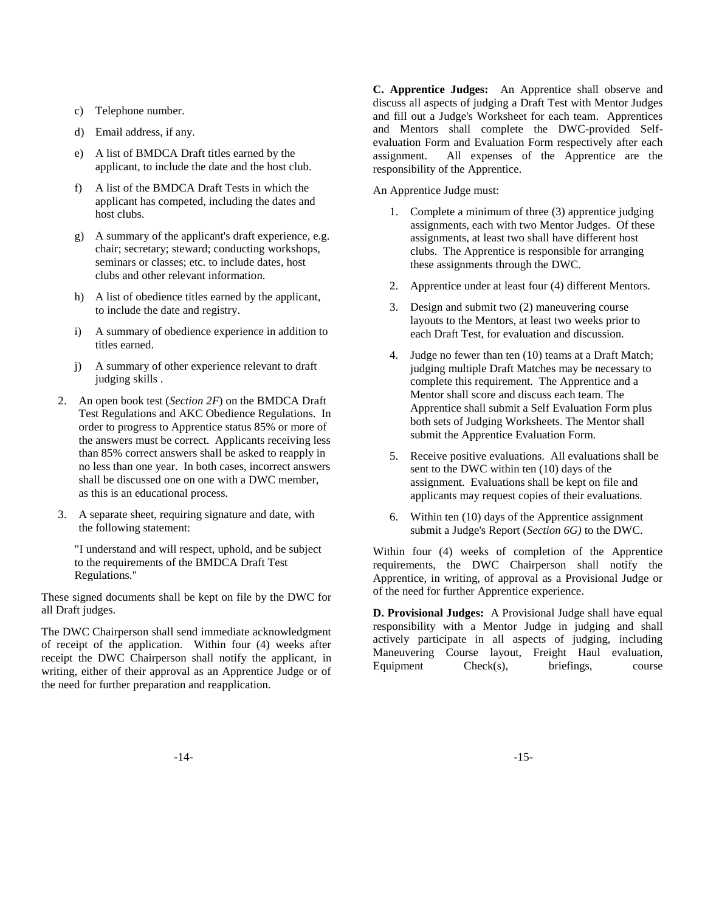c) Telephone number.

d) Email address, if any.

e) A list of BMDCA Draft titles earned by the applicant, to include the date and the host club.

f) A list of the BMDCA Draft Tests in which the applicant has competed, including the dates and host clubs.

g) A summary of the applicant's draft experience, e.g. chair; secretary; steward; conducting workshops, seminars or classes; etc. to include dates, host clubs and other relevant information.

h) A list of obedience titles earned by the applicant, to include the date and registry.

i) A summary of obedience experience in addition to titles earned.

j) A summary of other experience relevant to draft judging skills .

2. An open book test (*Section 2F*) on the BMDCA Draft Test Regulations and AKC Obedience Regulations. In order to progress to Apprentice status 85% or more of the answers must be correct. Applicants receiving less than 85% correct answers shall be asked to reapply in no less than one year. In both cases, incorrect answers shall be discussed one on one with a DWC member, as this is an educational process.

3. A separate sheet, requiring signature and date, with the following statement:

   "I understand and will respect, uphold, and be subject to the requirements of the BMDCA Draft Test Regulations."

These signed documents shall be kept on file by the DWC for all Draft judges.

The DWC Chairperson shall send immediate acknowledgment of receipt of the application. Within four (4) weeks after receipt the DWC Chairperson shall notify the applicant, in writing, either of their approval as an Apprentice Judge or of the need for further preparation and reapplication.

**C. Apprentice Judges:** An Apprentice shall observe and discuss all aspects of judging a Draft Test with Mentor Judges and fill out a Judge's Worksheet for each team. Apprentices and Mentors shall complete the DWC-provided Self-evaluation Form and Evaluation Form respectively after each assignment. All expenses of the Apprentice are the responsibility of the Apprentice.

An Apprentice Judge must:

1. Complete a minimum of three (3) apprentice judging assignments, each with two Mentor Judges. Of these assignments, at least two shall have different host clubs. The Apprentice is responsible for arranging these assignments through the DWC.

2. Apprentice under at least four (4) different Mentors.

3. Design and submit two (2) maneuvering course layouts to the Mentors, at least two weeks prior to each Draft Test, for evaluation and discussion.

4. Judge no fewer than ten (10) teams at a Draft Match; judging multiple Draft Matches may be necessary to complete this requirement. The Apprentice and a Mentor shall score and discuss each team. The Apprentice shall submit a Self Evaluation Form plus both sets of Judging Worksheets. The Mentor shall submit the Apprentice Evaluation Form.

5. Receive positive evaluations. All evaluations shall be sent to the DWC within ten (10) days of the assignment. Evaluations shall be kept on file and applicants may request copies of their evaluations.

6. Within ten (10) days of the Apprentice assignment submit a Judge's Report (*Section 6G)* to the DWC.

Within four (4) weeks of completion of the Apprentice requirements, the DWC Chairperson shall notify the Apprentice, in writing, of approval as a Provisional Judge or of the need for further Apprentice experience.

**D. Provisional Judges:** A Provisional Judge shall have equal responsibility with a Mentor Judge in judging and shall actively participate in all aspects of judging, including Maneuvering Course layout, Freight Haul evaluation, Equipment Check(s), briefings, course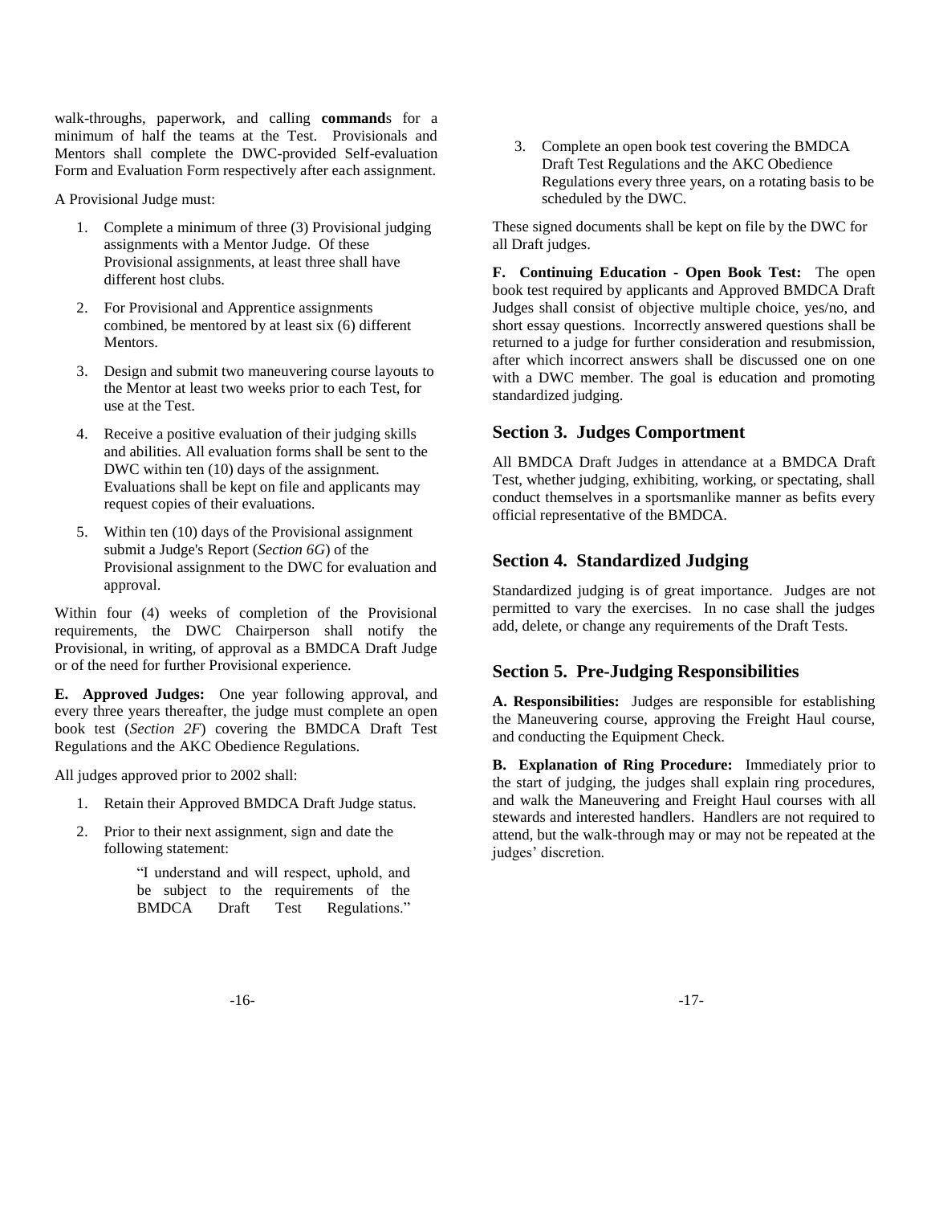walk-throughs, paperwork, and calling **command**s for a minimum of half the teams at the Test. Provisionals and Mentors shall complete the DWC-provided Self-evaluation Form and Evaluation Form respectively after each assignment.

A Provisional Judge must:

1. Complete a minimum of three (3) Provisional judging assignments with a Mentor Judge. Of these Provisional assignments, at least three shall have different host clubs.
2. For Provisional and Apprentice assignments combined, be mentored by at least six (6) different Mentors.
3. Design and submit two maneuvering course layouts to the Mentor at least two weeks prior to each Test, for use at the Test.
4. Receive a positive evaluation of their judging skills and abilities. All evaluation forms shall be sent to the DWC within ten (10) days of the assignment. Evaluations shall be kept on file and applicants may request copies of their evaluations.
5. Within ten (10) days of the Provisional assignment submit a Judge's Report (*Section 6G*) of the Provisional assignment to the DWC for evaluation and approval.

Within four (4) weeks of completion of the Provisional requirements, the DWC Chairperson shall notify the Provisional, in writing, of approval as a BMDCA Draft Judge or of the need for further Provisional experience.

**E. Approved Judges:** One year following approval, and every three years thereafter, the judge must complete an open book test (*Section 2F*) covering the BMDCA Draft Test Regulations and the AKC Obedience Regulations.

All judges approved prior to 2002 shall:

1. Retain their Approved BMDCA Draft Judge status.
2. Prior to their next assignment, sign and date the following statement:

   > "I understand and will respect, uphold, and be subject to the requirements of the BMDCA Draft Test Regulations."

3. Complete an open book test covering the BMDCA Draft Test Regulations and the AKC Obedience Regulations every three years, on a rotating basis to be scheduled by the DWC.

These signed documents shall be kept on file by the DWC for all Draft judges.

**F. Continuing Education - Open Book Test:** The open book test required by applicants and Approved BMDCA Draft Judges shall consist of objective multiple choice, yes/no, and short essay questions. Incorrectly answered questions shall be returned to a judge for further consideration and resubmission, after which incorrect answers shall be discussed one on one with a DWC member. The goal is education and promoting standardized judging.

## Section 3. Judges Comportment

All BMDCA Draft Judges in attendance at a BMDCA Draft Test, whether judging, exhibiting, working, or spectating, shall conduct themselves in a sportsmanlike manner as befits every official representative of the BMDCA.

## Section 4. Standardized Judging

Standardized judging is of great importance. Judges are not permitted to vary the exercises. In no case shall the judges add, delete, or change any requirements of the Draft Tests.

## Section 5. Pre-Judging Responsibilities

**A. Responsibilities:** Judges are responsible for establishing the Maneuvering course, approving the Freight Haul course, and conducting the Equipment Check.

**B. Explanation of Ring Procedure:** Immediately prior to the start of judging, the judges shall explain ring procedures, and walk the Maneuvering and Freight Haul courses with all stewards and interested handlers. Handlers are not required to attend, but the walk-through may or may not be repeated at the judges' discretion.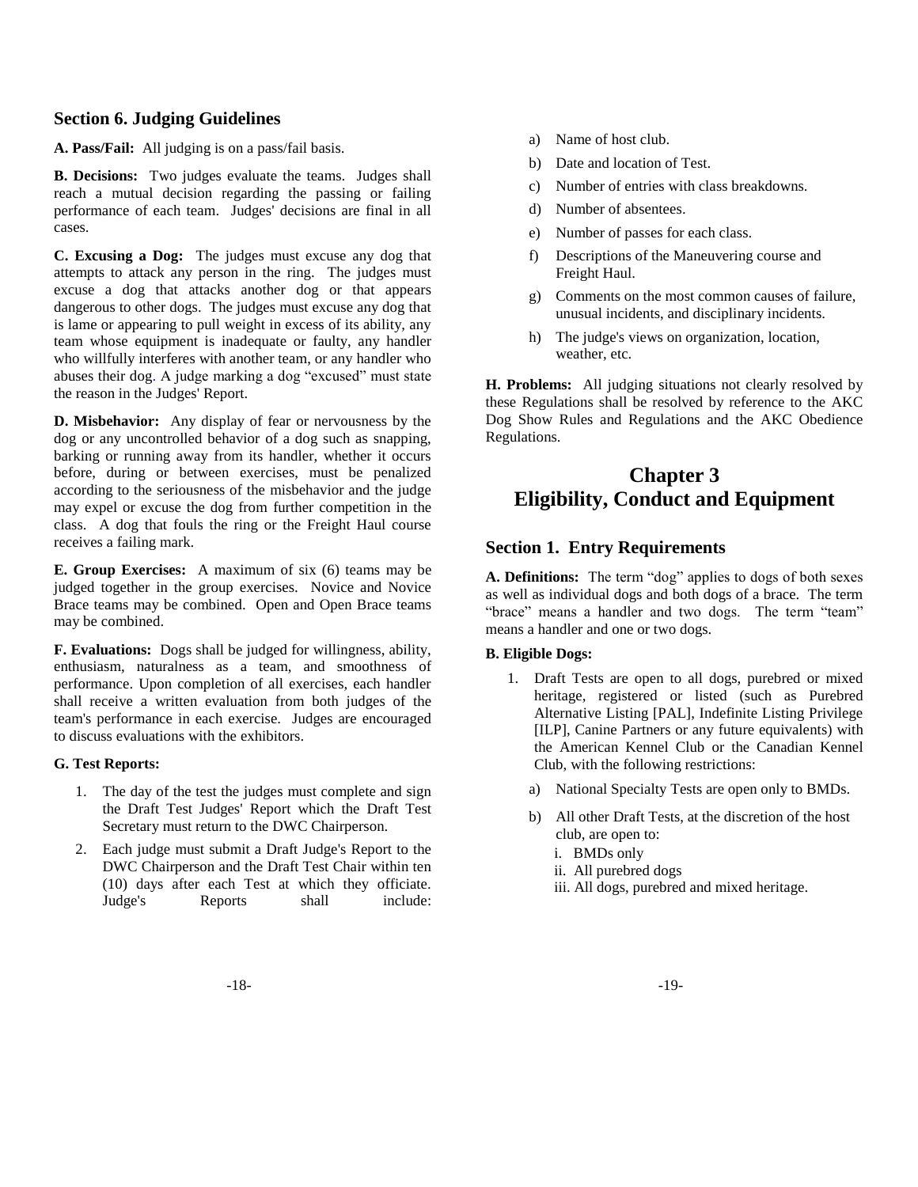## Section 6. Judging Guidelines

**A. Pass/Fail:** All judging is on a pass/fail basis.

**B. Decisions:** Two judges evaluate the teams. Judges shall reach a mutual decision regarding the passing or failing performance of each team. Judges' decisions are final in all cases.

**C. Excusing a Dog:** The judges must excuse any dog that attempts to attack any person in the ring. The judges must excuse a dog that attacks another dog or that appears dangerous to other dogs. The judges must excuse any dog that is lame or appearing to pull weight in excess of its ability, any team whose equipment is inadequate or faulty, any handler who willfully interferes with another team, or any handler who abuses their dog. A judge marking a dog "excused" must state the reason in the Judges' Report.

**D. Misbehavior:** Any display of fear or nervousness by the dog or any uncontrolled behavior of a dog such as snapping, barking or running away from its handler, whether it occurs before, during or between exercises, must be penalized according to the seriousness of the misbehavior and the judge may expel or excuse the dog from further competition in the class. A dog that fouls the ring or the Freight Haul course receives a failing mark.

**E. Group Exercises:** A maximum of six (6) teams may be judged together in the group exercises. Novice and Novice Brace teams may be combined. Open and Open Brace teams may be combined.

**F. Evaluations:** Dogs shall be judged for willingness, ability, enthusiasm, naturalness as a team, and smoothness of performance. Upon completion of all exercises, each handler shall receive a written evaluation from both judges of the team's performance in each exercise. Judges are encouraged to discuss evaluations with the exhibitors.

**G. Test Reports:**

1. The day of the test the judges must complete and sign the Draft Test Judges' Report which the Draft Test Secretary must return to the DWC Chairperson.
2. Each judge must submit a Draft Judge's Report to the DWC Chairperson and the Draft Test Chair within ten (10) days after each Test at which they officiate. Judge's Reports shall include:
   a) Name of host club.
   b) Date and location of Test.
   c) Number of entries with class breakdowns.
   d) Number of absentees.
   e) Number of passes for each class.
   f) Descriptions of the Maneuvering course and Freight Haul.
   g) Comments on the most common causes of failure, unusual incidents, and disciplinary incidents.
   h) The judge's views on organization, location, weather, etc.

**H. Problems:** All judging situations not clearly resolved by these Regulations shall be resolved by reference to the AKC Dog Show Rules and Regulations and the AKC Obedience Regulations.

# Chapter 3
# Eligibility, Conduct and Equipment

## Section 1. Entry Requirements

**A. Definitions:** The term "dog" applies to dogs of both sexes as well as individual dogs and both dogs of a brace. The term "brace" means a handler and two dogs. The term "team" means a handler and one or two dogs.

**B. Eligible Dogs:**

1. Draft Tests are open to all dogs, purebred or mixed heritage, registered or listed (such as Purebred Alternative Listing [PAL], Indefinite Listing Privilege [ILP], Canine Partners or any future equivalents) with the American Kennel Club or the Canadian Kennel Club, with the following restrictions:
   a) National Specialty Tests are open only to BMDs.
   b) All other Draft Tests, at the discretion of the host club, are open to:
      i. BMDs only
      ii. All purebred dogs
      iii. All dogs, purebred and mixed heritage.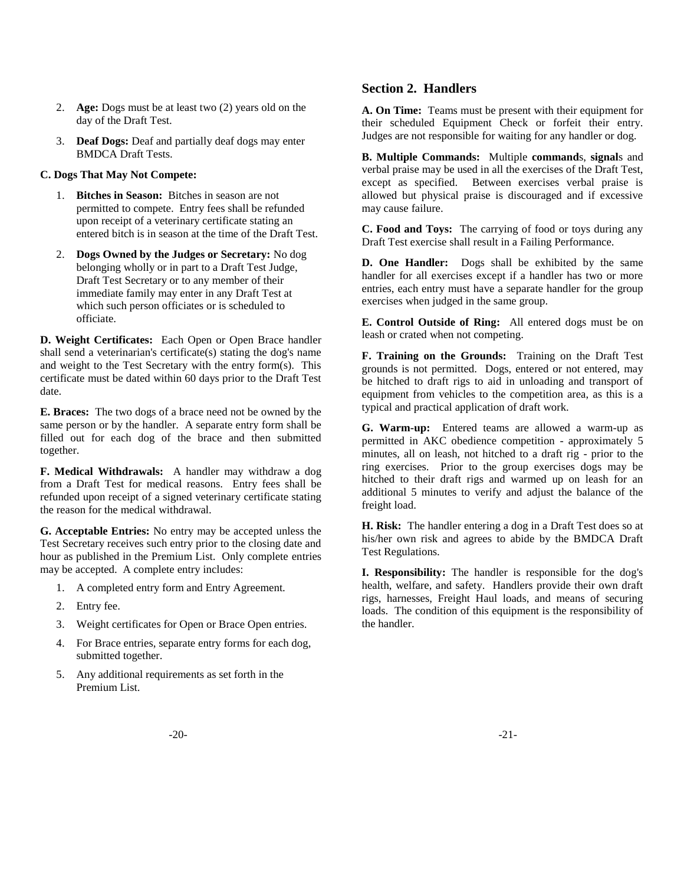2. **Age:** Dogs must be at least two (2) years old on the day of the Draft Test.

3. **Deaf Dogs:** Deaf and partially deaf dogs may enter BMDCA Draft Tests.

**C. Dogs That May Not Compete:**

1. **Bitches in Season:** Bitches in season are not permitted to compete. Entry fees shall be refunded upon receipt of a veterinary certificate stating an entered bitch is in season at the time of the Draft Test.

2. **Dogs Owned by the Judges or Secretary:** No dog belonging wholly or in part to a Draft Test Judge, Draft Test Secretary or to any member of their immediate family may enter in any Draft Test at which such person officiates or is scheduled to officiate.

**D. Weight Certificates:** Each Open or Open Brace handler shall send a veterinarian's certificate(s) stating the dog's name and weight to the Test Secretary with the entry form(s). This certificate must be dated within 60 days prior to the Draft Test date.

**E. Braces:** The two dogs of a brace need not be owned by the same person or by the handler. A separate entry form shall be filled out for each dog of the brace and then submitted together.

**F. Medical Withdrawals:** A handler may withdraw a dog from a Draft Test for medical reasons. Entry fees shall be refunded upon receipt of a signed veterinary certificate stating the reason for the medical withdrawal.

**G. Acceptable Entries:** No entry may be accepted unless the Test Secretary receives such entry prior to the closing date and hour as published in the Premium List. Only complete entries may be accepted. A complete entry includes:

1. A completed entry form and Entry Agreement.
2. Entry fee.
3. Weight certificates for Open or Brace Open entries.
4. For Brace entries, separate entry forms for each dog, submitted together.
5. Any additional requirements as set forth in the Premium List.

## Section 2. Handlers

**A. On Time:** Teams must be present with their equipment for their scheduled Equipment Check or forfeit their entry. Judges are not responsible for waiting for any handler or dog.

**B. Multiple Commands:** Multiple **command**s, **signal**s and verbal praise may be used in all the exercises of the Draft Test, except as specified. Between exercises verbal praise is allowed but physical praise is discouraged and if excessive may cause failure.

**C. Food and Toys:** The carrying of food or toys during any Draft Test exercise shall result in a Failing Performance.

**D. One Handler:** Dogs shall be exhibited by the same handler for all exercises except if a handler has two or more entries, each entry must have a separate handler for the group exercises when judged in the same group.

**E. Control Outside of Ring:** All entered dogs must be on leash or crated when not competing.

**F. Training on the Grounds:** Training on the Draft Test grounds is not permitted. Dogs, entered or not entered, may be hitched to draft rigs to aid in unloading and transport of equipment from vehicles to the competition area, as this is a typical and practical application of draft work.

**G. Warm-up:** Entered teams are allowed a warm-up as permitted in AKC obedience competition - approximately 5 minutes, all on leash, not hitched to a draft rig - prior to the ring exercises. Prior to the group exercises dogs may be hitched to their draft rigs and warmed up on leash for an additional 5 minutes to verify and adjust the balance of the freight load.

**H. Risk:** The handler entering a dog in a Draft Test does so at his/her own risk and agrees to abide by the BMDCA Draft Test Regulations.

**I. Responsibility:** The handler is responsible for the dog's health, welfare, and safety. Handlers provide their own draft rigs, harnesses, Freight Haul loads, and means of securing loads. The condition of this equipment is the responsibility of the handler.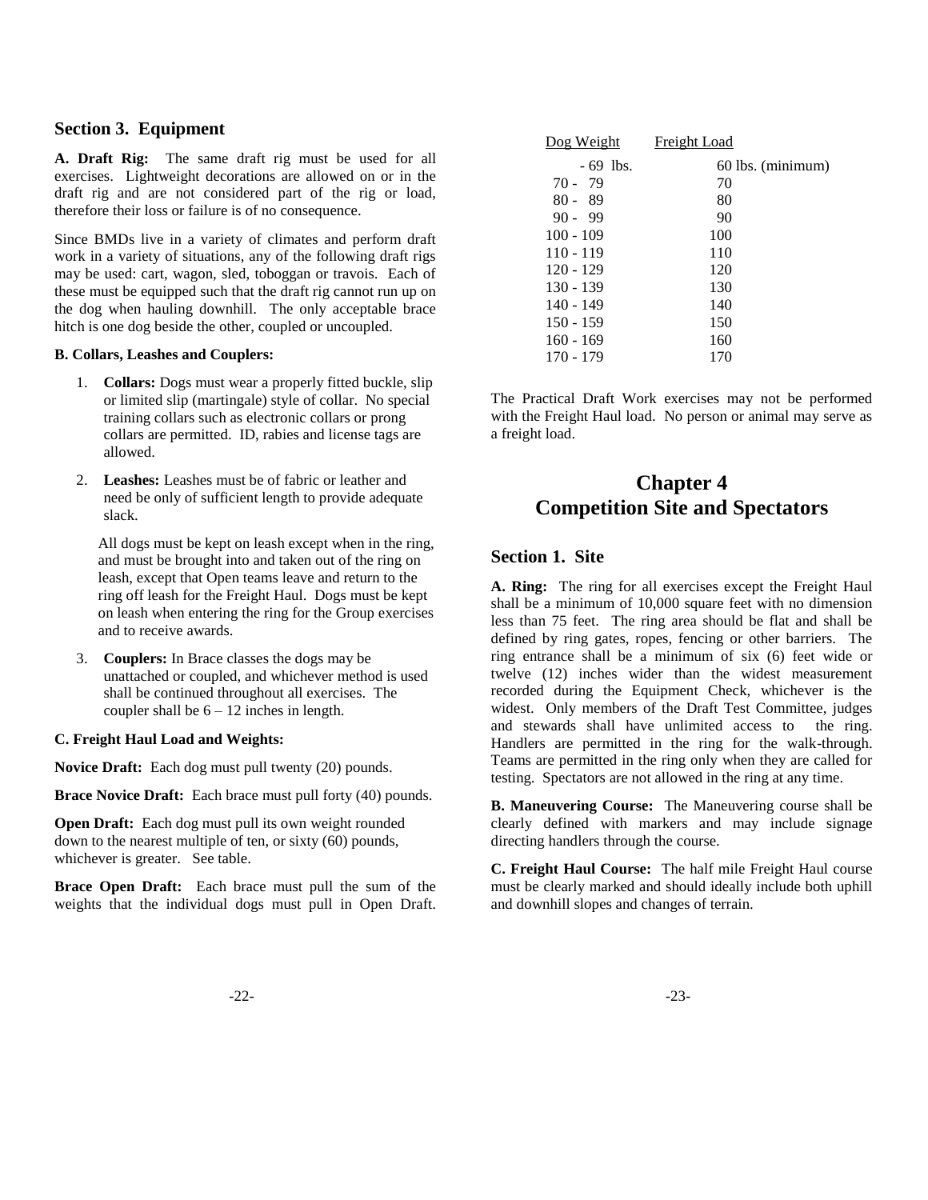## Section 3. Equipment

**A. Draft Rig:** The same draft rig must be used for all exercises. Lightweight decorations are allowed on or in the draft rig and are not considered part of the rig or load, therefore their loss or failure is of no consequence.

Since BMDs live in a variety of climates and perform draft work in a variety of situations, any of the following draft rigs may be used: cart, wagon, sled, toboggan or travois. Each of these must be equipped such that the draft rig cannot run up on the dog when hauling downhill. The only acceptable brace hitch is one dog beside the other, coupled or uncoupled.

**B. Collars, Leashes and Couplers:**

1. **Collars:** Dogs must wear a properly fitted buckle, slip or limited slip (martingale) style of collar. No special training collars such as electronic collars or prong collars are permitted. ID, rabies and license tags are allowed.

2. **Leashes:** Leashes must be of fabric or leather and need be only of sufficient length to provide adequate slack.

   All dogs must be kept on leash except when in the ring, and must be brought into and taken out of the ring on leash, except that Open teams leave and return to the ring off leash for the Freight Haul. Dogs must be kept on leash when entering the ring for the Group exercises and to receive awards.

3. **Couplers:** In Brace classes the dogs may be unattached or coupled, and whichever method is used shall be continued throughout all exercises. The coupler shall be 6 – 12 inches in length.

**C. Freight Haul Load and Weights:**

**Novice Draft:** Each dog must pull twenty (20) pounds.

**Brace Novice Draft:** Each brace must pull forty (40) pounds.

**Open Draft:** Each dog must pull its own weight rounded down to the nearest multiple of ten, or sixty (60) pounds, whichever is greater. See table.

**Brace Open Draft:** Each brace must pull the sum of the weights that the individual dogs must pull in Open Draft.

| Dog Weight | Freight Load |
|---|---|
| - 69 lbs. | 60 lbs. (minimum) |
| 70 - 79 | 70 |
| 80 - 89 | 80 |
| 90 - 99 | 90 |
| 100 - 109 | 100 |
| 110 - 119 | 110 |
| 120 - 129 | 120 |
| 130 - 139 | 130 |
| 140 - 149 | 140 |
| 150 - 159 | 150 |
| 160 - 169 | 160 |
| 170 - 179 | 170 |

The Practical Draft Work exercises may not be performed with the Freight Haul load. No person or animal may serve as a freight load.

# Chapter 4
# Competition Site and Spectators

## Section 1. Site

**A. Ring:** The ring for all exercises except the Freight Haul shall be a minimum of 10,000 square feet with no dimension less than 75 feet. The ring area should be flat and shall be defined by ring gates, ropes, fencing or other barriers. The ring entrance shall be a minimum of six (6) feet wide or twelve (12) inches wider than the widest measurement recorded during the Equipment Check, whichever is the widest. Only members of the Draft Test Committee, judges and stewards shall have unlimited access to the ring. Handlers are permitted in the ring for the walk-through. Teams are permitted in the ring only when they are called for testing. Spectators are not allowed in the ring at any time.

**B. Maneuvering Course:** The Maneuvering course shall be clearly defined with markers and may include signage directing handlers through the course.

**C. Freight Haul Course:** The half mile Freight Haul course must be clearly marked and should ideally include both uphill and downhill slopes and changes of terrain.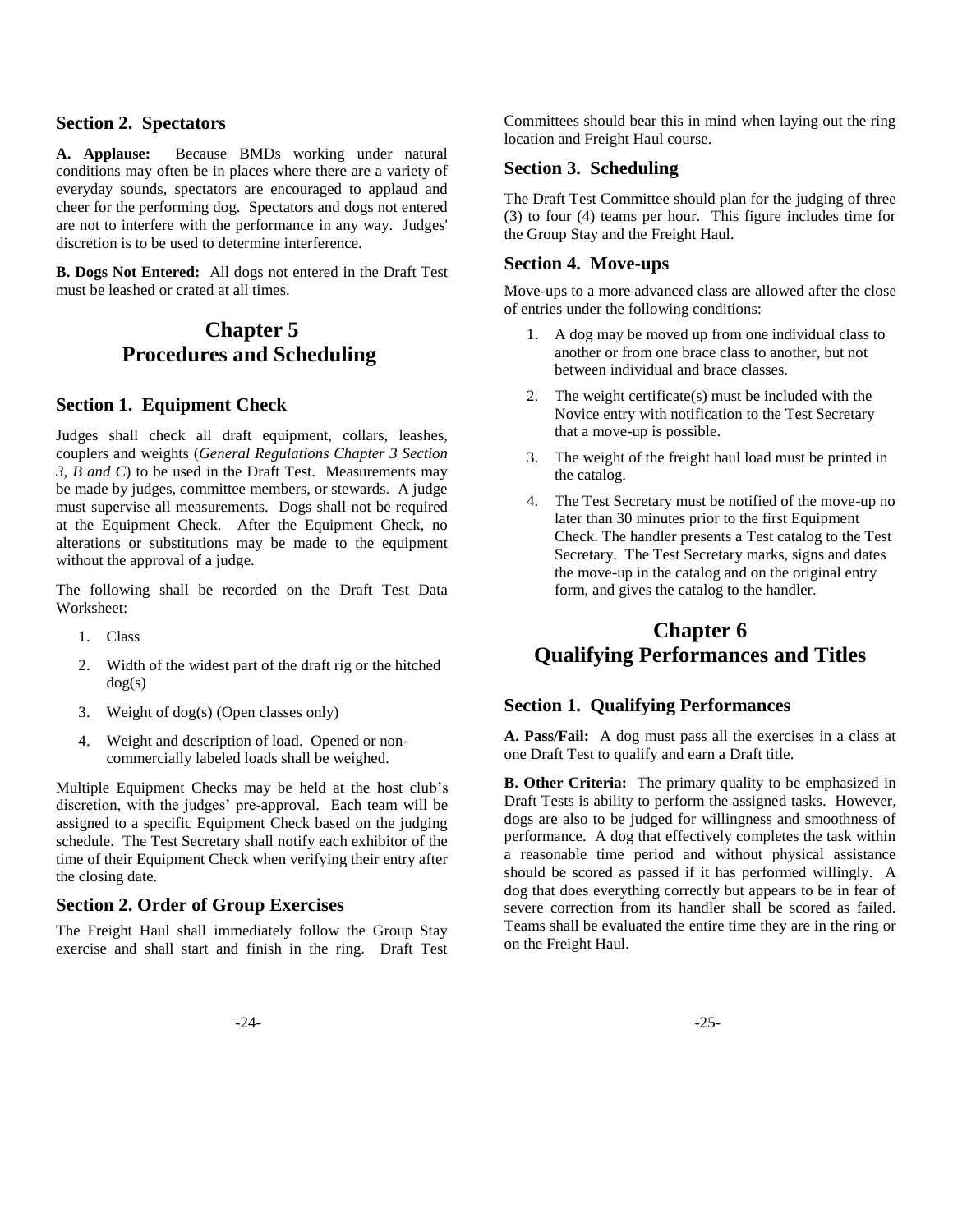### Section 2. Spectators

**A. Applause:** Because BMDs working under natural conditions may often be in places where there are a variety of everyday sounds, spectators are encouraged to applaud and cheer for the performing dog. Spectators and dogs not entered are not to interfere with the performance in any way. Judges' discretion is to be used to determine interference.

**B. Dogs Not Entered:** All dogs not entered in the Draft Test must be leashed or crated at all times.

## Chapter 5
## Procedures and Scheduling

### Section 1. Equipment Check

Judges shall check all draft equipment, collars, leashes, couplers and weights (*General Regulations Chapter 3 Section 3, B and C*) to be used in the Draft Test. Measurements may be made by judges, committee members, or stewards. A judge must supervise all measurements. Dogs shall not be required at the Equipment Check. After the Equipment Check, no alterations or substitutions may be made to the equipment without the approval of a judge.

The following shall be recorded on the Draft Test Data Worksheet:

1. Class
2. Width of the widest part of the draft rig or the hitched dog(s)
3. Weight of dog(s) (Open classes only)
4. Weight and description of load. Opened or non-commercially labeled loads shall be weighed.

Multiple Equipment Checks may be held at the host club's discretion, with the judges' pre-approval. Each team will be assigned to a specific Equipment Check based on the judging schedule. The Test Secretary shall notify each exhibitor of the time of their Equipment Check when verifying their entry after the closing date.

### Section 2. Order of Group Exercises

The Freight Haul shall immediately follow the Group Stay exercise and shall start and finish in the ring. Draft Test Committees should bear this in mind when laying out the ring location and Freight Haul course.

### Section 3. Scheduling

The Draft Test Committee should plan for the judging of three (3) to four (4) teams per hour. This figure includes time for the Group Stay and the Freight Haul.

### Section 4. Move-ups

Move-ups to a more advanced class are allowed after the close of entries under the following conditions:

1. A dog may be moved up from one individual class to another or from one brace class to another, but not between individual and brace classes.
2. The weight certificate(s) must be included with the Novice entry with notification to the Test Secretary that a move-up is possible.
3. The weight of the freight haul load must be printed in the catalog.
4. The Test Secretary must be notified of the move-up no later than 30 minutes prior to the first Equipment Check. The handler presents a Test catalog to the Test Secretary. The Test Secretary marks, signs and dates the move-up in the catalog and on the original entry form, and gives the catalog to the handler.

## Chapter 6
## Qualifying Performances and Titles

### Section 1. Qualifying Performances

**A. Pass/Fail:** A dog must pass all the exercises in a class at one Draft Test to qualify and earn a Draft title.

**B. Other Criteria:** The primary quality to be emphasized in Draft Tests is ability to perform the assigned tasks. However, dogs are also to be judged for willingness and smoothness of performance. A dog that effectively completes the task within a reasonable time period and without physical assistance should be scored as passed if it has performed willingly. A dog that does everything correctly but appears to be in fear of severe correction from its handler shall be scored as failed. Teams shall be evaluated the entire time they are in the ring or on the Freight Haul.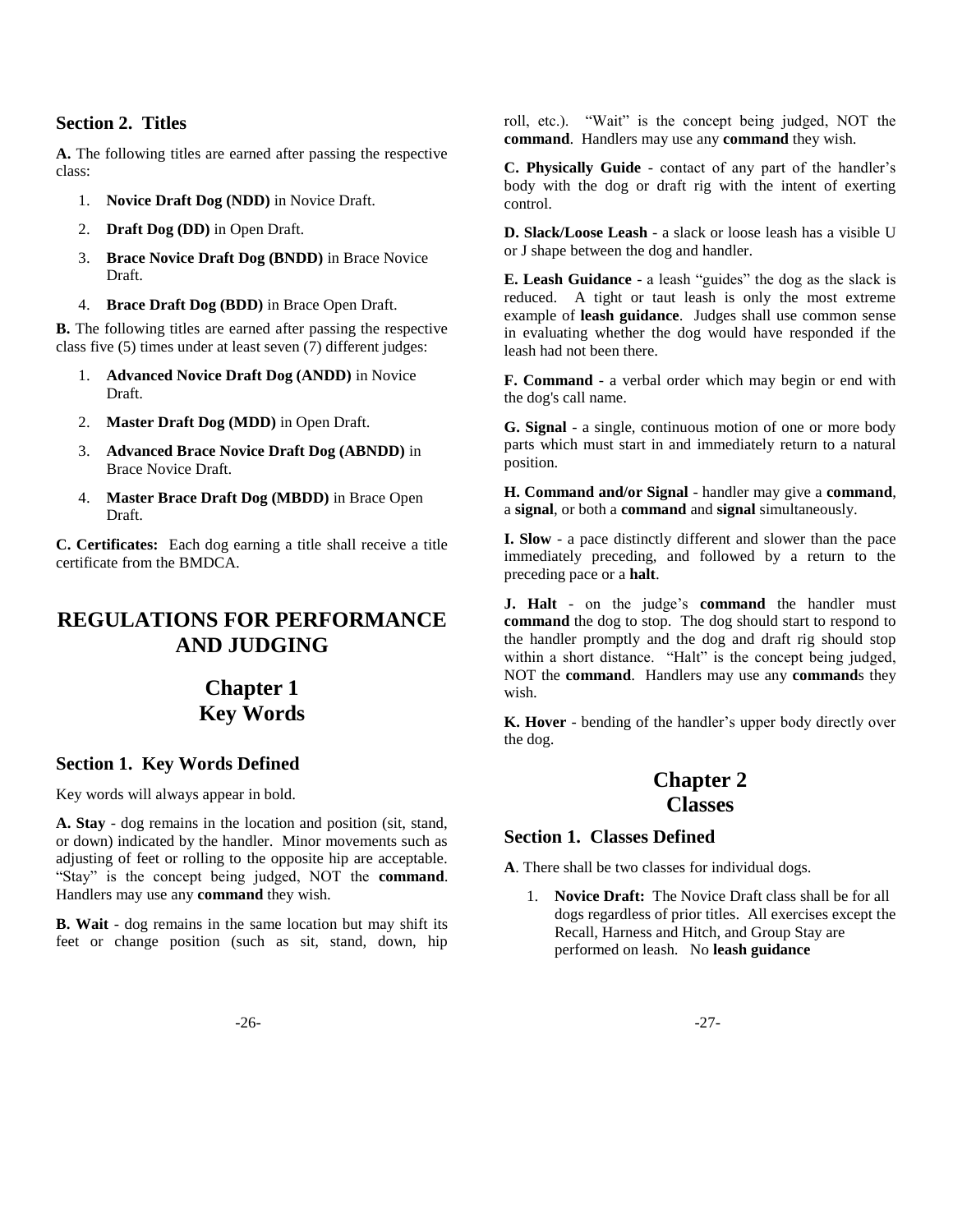## Section 2. Titles

**A.** The following titles are earned after passing the respective class:

1. **Novice Draft Dog (NDD)** in Novice Draft.
2. **Draft Dog (DD)** in Open Draft.
3. **Brace Novice Draft Dog (BNDD)** in Brace Novice Draft.
4. **Brace Draft Dog (BDD)** in Brace Open Draft.

**B.** The following titles are earned after passing the respective class five (5) times under at least seven (7) different judges:

1. **Advanced Novice Draft Dog (ANDD)** in Novice Draft.
2. **Master Draft Dog (MDD)** in Open Draft.
3. **Advanced Brace Novice Draft Dog (ABNDD)** in Brace Novice Draft.
4. **Master Brace Draft Dog (MBDD)** in Brace Open Draft.

**C. Certificates:** Each dog earning a title shall receive a title certificate from the BMDCA.

# REGULATIONS FOR PERFORMANCE AND JUDGING

# Chapter 1 Key Words

## Section 1. Key Words Defined

Key words will always appear in bold.

**A. Stay** - dog remains in the location and position (sit, stand, or down) indicated by the handler. Minor movements such as adjusting of feet or rolling to the opposite hip are acceptable. "Stay" is the concept being judged, NOT the **command**. Handlers may use any **command** they wish.

**B. Wait** - dog remains in the same location but may shift its feet or change position (such as sit, stand, down, hip roll, etc.). "Wait" is the concept being judged, NOT the **command**. Handlers may use any **command** they wish.

**C. Physically Guide** - contact of any part of the handler's body with the dog or draft rig with the intent of exerting control.

**D. Slack/Loose Leash** - a slack or loose leash has a visible U or J shape between the dog and handler.

**E. Leash Guidance** - a leash "guides" the dog as the slack is reduced. A tight or taut leash is only the most extreme example of **leash guidance**. Judges shall use common sense in evaluating whether the dog would have responded if the leash had not been there.

**F. Command** - a verbal order which may begin or end with the dog's call name.

**G. Signal** - a single, continuous motion of one or more body parts which must start in and immediately return to a natural position.

**H. Command and/or Signal** - handler may give a **command**, a **signal**, or both a **command** and **signal** simultaneously.

**I. Slow** - a pace distinctly different and slower than the pace immediately preceding, and followed by a return to the preceding pace or a **halt**.

**J. Halt** - on the judge's **command** the handler must **command** the dog to stop. The dog should start to respond to the handler promptly and the dog and draft rig should stop within a short distance. "Halt" is the concept being judged, NOT the **command**. Handlers may use any **command**s they wish.

**K. Hover** - bending of the handler's upper body directly over the dog.

# Chapter 2 Classes

## Section 1. Classes Defined

**A**. There shall be two classes for individual dogs.

1. **Novice Draft:** The Novice Draft class shall be for all dogs regardless of prior titles. All exercises except the Recall, Harness and Hitch, and Group Stay are performed on leash. No **leash guidance**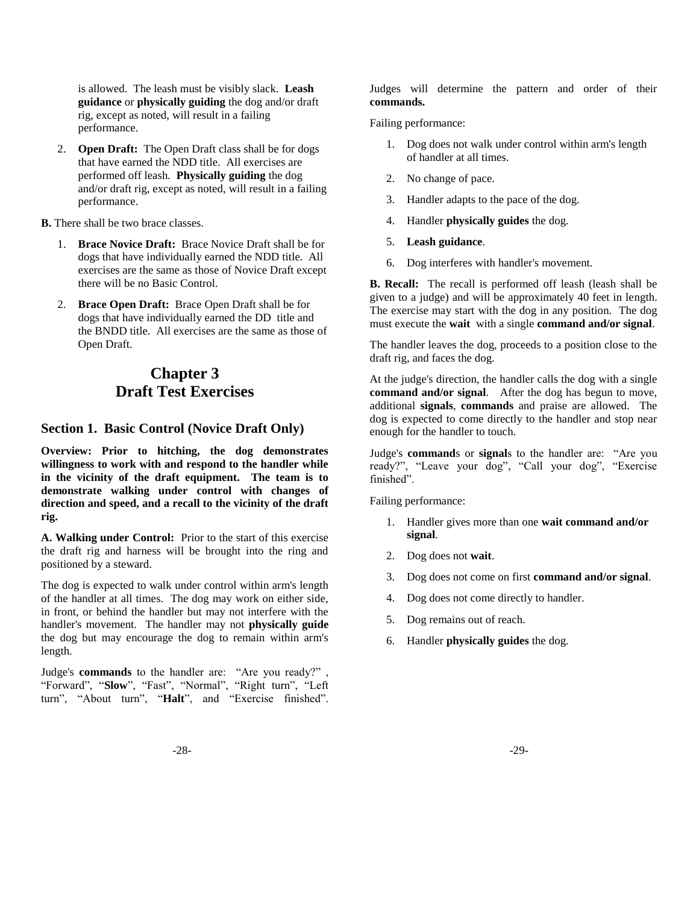is allowed. The leash must be visibly slack. **Leash guidance** or **physically guiding** the dog and/or draft rig, except as noted, will result in a failing performance.

2. **Open Draft:** The Open Draft class shall be for dogs that have earned the NDD title. All exercises are performed off leash. **Physically guiding** the dog and/or draft rig, except as noted, will result in a failing performance.

**B.** There shall be two brace classes.

1. **Brace Novice Draft:** Brace Novice Draft shall be for dogs that have individually earned the NDD title. All exercises are the same as those of Novice Draft except there will be no Basic Control.
2. **Brace Open Draft:** Brace Open Draft shall be for dogs that have individually earned the DD title and the BNDD title. All exercises are the same as those of Open Draft.

# Chapter 3
# Draft Test Exercises

## Section 1. Basic Control (Novice Draft Only)

**Overview: Prior to hitching, the dog demonstrates willingness to work with and respond to the handler while in the vicinity of the draft equipment. The team is to demonstrate walking under control with changes of direction and speed, and a recall to the vicinity of the draft rig.**

**A. Walking under Control:** Prior to the start of this exercise the draft rig and harness will be brought into the ring and positioned by a steward.

The dog is expected to walk under control within arm's length of the handler at all times. The dog may work on either side, in front, or behind the handler but may not interfere with the handler's movement. The handler may not **physically guide** the dog but may encourage the dog to remain within arm's length.

Judge's **commands** to the handler are: "Are you ready?" , "Forward", "**Slow**", "Fast", "Normal", "Right turn", "Left turn", "About turn", "**Halt**", and "Exercise finished". Judges will determine the pattern and order of their **commands.**

Failing performance:

1. Dog does not walk under control within arm's length of handler at all times.
2. No change of pace.
3. Handler adapts to the pace of the dog.
4. Handler **physically guides** the dog.
5. **Leash guidance**.
6. Dog interferes with handler's movement.

**B. Recall:** The recall is performed off leash (leash shall be given to a judge) and will be approximately 40 feet in length. The exercise may start with the dog in any position. The dog must execute the **wait** with a single **command and/or signal**.

The handler leaves the dog, proceeds to a position close to the draft rig, and faces the dog.

At the judge's direction, the handler calls the dog with a single **command and/or signal**. After the dog has begun to move, additional **signals**, **commands** and praise are allowed. The dog is expected to come directly to the handler and stop near enough for the handler to touch.

Judge's **command**s or **signal**s to the handler are: "Are you ready?", "Leave your dog", "Call your dog", "Exercise finished".

Failing performance:

1. Handler gives more than one **wait command and/or signal**.
2. Dog does not **wait**.
3. Dog does not come on first **command and/or signal**.
4. Dog does not come directly to handler.
5. Dog remains out of reach.
6. Handler **physically guides** the dog.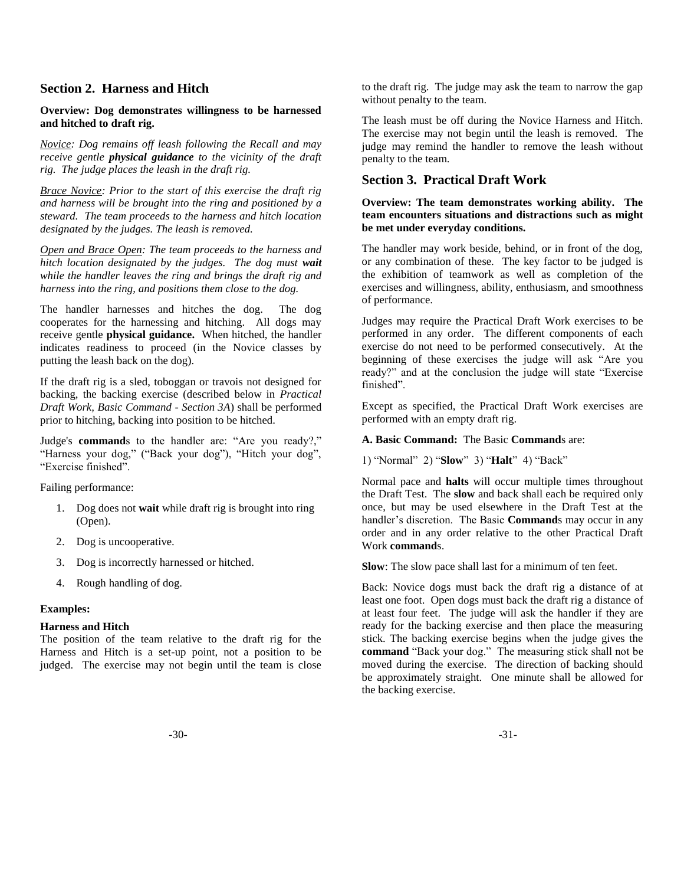## Section 2. Harness and Hitch

**Overview: Dog demonstrates willingness to be harnessed and hitched to draft rig.**

*<u>Novice</u>: Dog remains off leash following the Recall and may receive gentle **physical guidance** to the vicinity of the draft rig. The judge places the leash in the draft rig.*

*<u>Brace Novice</u>: Prior to the start of this exercise the draft rig and harness will be brought into the ring and positioned by a steward. The team proceeds to the harness and hitch location designated by the judges. The leash is removed.*

*<u>Open and Brace Open</u>: The team proceeds to the harness and hitch location designated by the judges. The dog must **wait** while the handler leaves the ring and brings the draft rig and harness into the ring, and positions them close to the dog.*

The handler harnesses and hitches the dog. The dog cooperates for the harnessing and hitching. All dogs may receive gentle **physical guidance.** When hitched, the handler indicates readiness to proceed (in the Novice classes by putting the leash back on the dog).

If the draft rig is a sled, toboggan or travois not designed for backing, the backing exercise (described below in *Practical Draft Work, Basic Command - Section 3A*) shall be performed prior to hitching, backing into position to be hitched.

Judge's **command**s to the handler are: "Are you ready?," "Harness your dog," ("Back your dog"), "Hitch your dog", "Exercise finished".

Failing performance:

1. Dog does not **wait** while draft rig is brought into ring (Open).
2. Dog is uncooperative.
3. Dog is incorrectly harnessed or hitched.
4. Rough handling of dog.

**Examples:**

**Harness and Hitch**
The position of the team relative to the draft rig for the Harness and Hitch is a set-up point, not a position to be judged. The exercise may not begin until the team is close to the draft rig. The judge may ask the team to narrow the gap without penalty to the team.

The leash must be off during the Novice Harness and Hitch. The exercise may not begin until the leash is removed. The judge may remind the handler to remove the leash without penalty to the team.

## Section 3. Practical Draft Work

**Overview: The team demonstrates working ability. The team encounters situations and distractions such as might be met under everyday conditions.**

The handler may work beside, behind, or in front of the dog, or any combination of these. The key factor to be judged is the exhibition of teamwork as well as completion of the exercises and willingness, ability, enthusiasm, and smoothness of performance.

Judges may require the Practical Draft Work exercises to be performed in any order. The different components of each exercise do not need to be performed consecutively. At the beginning of these exercises the judge will ask "Are you ready?" and at the conclusion the judge will state "Exercise finished".

Except as specified, the Practical Draft Work exercises are performed with an empty draft rig.

**A. Basic Command:** The Basic **Command**s are:

1) "Normal" 2) "**Slow**" 3) "**Halt**" 4) "Back"

Normal pace and **halts** will occur multiple times throughout the Draft Test. The **slow** and back shall each be required only once, but may be used elsewhere in the Draft Test at the handler's discretion. The Basic **Command**s may occur in any order and in any order relative to the other Practical Draft Work **command**s.

**Slow**: The slow pace shall last for a minimum of ten feet.

Back: Novice dogs must back the draft rig a distance of at least one foot. Open dogs must back the draft rig a distance of at least four feet. The judge will ask the handler if they are ready for the backing exercise and then place the measuring stick. The backing exercise begins when the judge gives the **command** "Back your dog." The measuring stick shall not be moved during the exercise. The direction of backing should be approximately straight. One minute shall be allowed for the backing exercise.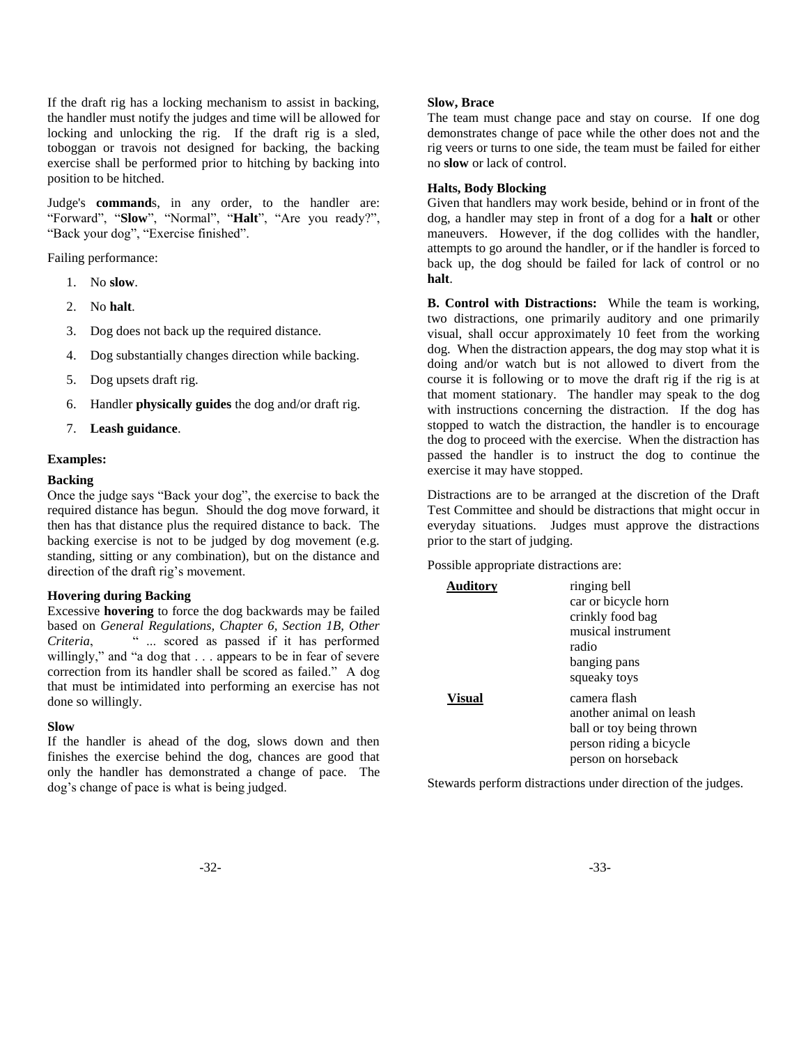If the draft rig has a locking mechanism to assist in backing, the handler must notify the judges and time will be allowed for locking and unlocking the rig. If the draft rig is a sled, toboggan or travois not designed for backing, the backing exercise shall be performed prior to hitching by backing into position to be hitched.

Judge's **command**s, in any order, to the handler are: "Forward", "**Slow**", "Normal", "**Halt**", "Are you ready?", "Back your dog", "Exercise finished".

Failing performance:

1. No **slow**.
2. No **halt**.
3. Dog does not back up the required distance.
4. Dog substantially changes direction while backing.
5. Dog upsets draft rig.
6. Handler **physically guides** the dog and/or draft rig.
7. **Leash guidance**.

**Examples:**

**Backing**
Once the judge says "Back your dog", the exercise to back the required distance has begun. Should the dog move forward, it then has that distance plus the required distance to back. The backing exercise is not to be judged by dog movement (e.g. standing, sitting or any combination), but on the distance and direction of the draft rig's movement.

**Hovering during Backing**
Excessive **hovering** to force the dog backwards may be failed based on *General Regulations, Chapter 6, Section 1B, Other Criteria*, " ... scored as passed if it has performed willingly," and "a dog that . . . appears to be in fear of severe correction from its handler shall be scored as failed." A dog that must be intimidated into performing an exercise has not done so willingly.

**Slow**
If the handler is ahead of the dog, slows down and then finishes the exercise behind the dog, chances are good that only the handler has demonstrated a change of pace. The dog's change of pace is what is being judged.

**Slow, Brace**
The team must change pace and stay on course. If one dog demonstrates change of pace while the other does not and the rig veers or turns to one side, the team must be failed for either no **slow** or lack of control.

**Halts, Body Blocking**
Given that handlers may work beside, behind or in front of the dog, a handler may step in front of a dog for a **halt** or other maneuvers. However, if the dog collides with the handler, attempts to go around the handler, or if the handler is forced to back up, the dog should be failed for lack of control or no **halt**.

**B. Control with Distractions:** While the team is working, two distractions, one primarily auditory and one primarily visual, shall occur approximately 10 feet from the working dog. When the distraction appears, the dog may stop what it is doing and/or watch but is not allowed to divert from the course it is following or to move the draft rig if the rig is at that moment stationary. The handler may speak to the dog with instructions concerning the distraction. If the dog has stopped to watch the distraction, the handler is to encourage the dog to proceed with the exercise. When the distraction has passed the handler is to instruct the dog to continue the exercise it may have stopped.

Distractions are to be arranged at the discretion of the Draft Test Committee and should be distractions that might occur in everyday situations. Judges must approve the distractions prior to the start of judging.

Possible appropriate distractions are:

| | |
|---|---|
| **Auditory** | ringing bell<br>car or bicycle horn<br>crinkly food bag<br>musical instrument<br>radio<br>banging pans<br>squeaky toys |
| **Visual** | camera flash<br>another animal on leash<br>ball or toy being thrown<br>person riding a bicycle<br>person on horseback |

Stewards perform distractions under direction of the judges.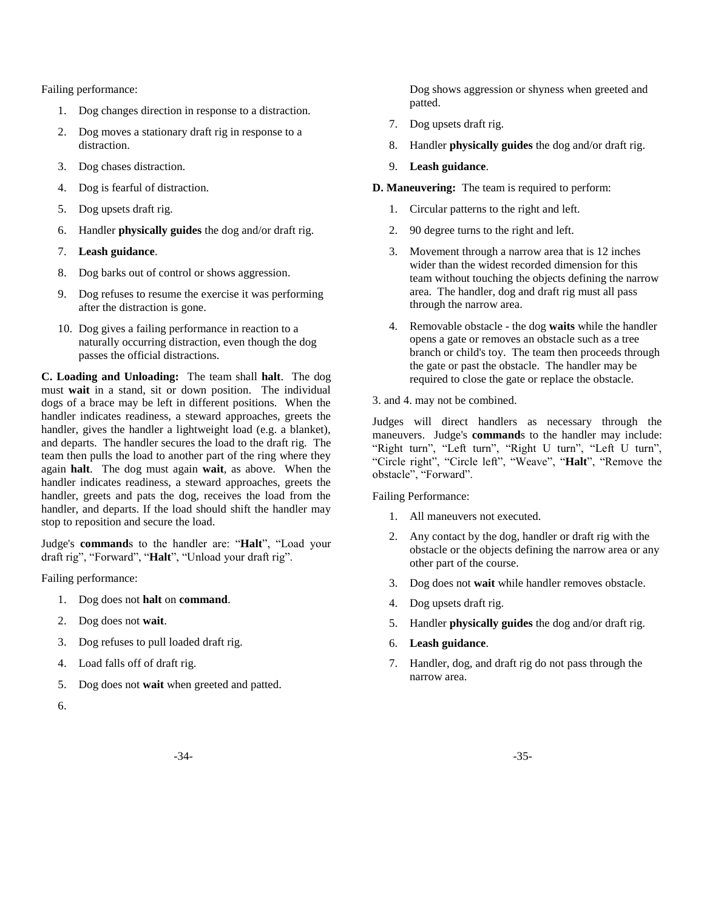Failing performance:

1. Dog changes direction in response to a distraction.
2. Dog moves a stationary draft rig in response to a distraction.
3. Dog chases distraction.
4. Dog is fearful of distraction.
5. Dog upsets draft rig.
6. Handler **physically guides** the dog and/or draft rig.
7. **Leash guidance**.
8. Dog barks out of control or shows aggression.
9. Dog refuses to resume the exercise it was performing after the distraction is gone.
10. Dog gives a failing performance in reaction to a naturally occurring distraction, even though the dog passes the official distractions.

**C. Loading and Unloading:** The team shall **halt**. The dog must **wait** in a stand, sit or down position. The individual dogs of a brace may be left in different positions. When the handler indicates readiness, a steward approaches, greets the handler, gives the handler a lightweight load (e.g. a blanket), and departs. The handler secures the load to the draft rig. The team then pulls the load to another part of the ring where they again **halt**. The dog must again **wait**, as above. When the handler indicates readiness, a steward approaches, greets the handler, greets and pats the dog, receives the load from the handler, and departs. If the load should shift the handler may stop to reposition and secure the load.

Judge's **command**s to the handler are: "**Halt**", "Load your draft rig", "Forward", "**Halt**", "Unload your draft rig".

Failing performance:

1. Dog does not **halt** on **command**.
2. Dog does not **wait**.
3. Dog refuses to pull loaded draft rig.
4. Load falls off of draft rig.
5. Dog does not **wait** when greeted and patted.
6. Dog shows aggression or shyness when greeted and patted.
7. Dog upsets draft rig.
8. Handler **physically guides** the dog and/or draft rig.
9. **Leash guidance**.

**D. Maneuvering:** The team is required to perform:

1. Circular patterns to the right and left.
2. 90 degree turns to the right and left.
3. Movement through a narrow area that is 12 inches wider than the widest recorded dimension for this team without touching the objects defining the narrow area. The handler, dog and draft rig must all pass through the narrow area.
4. Removable obstacle - the dog **waits** while the handler opens a gate or removes an obstacle such as a tree branch or child's toy. The team then proceeds through the gate or past the obstacle. The handler may be required to close the gate or replace the obstacle.

3. and 4. may not be combined.

Judges will direct handlers as necessary through the maneuvers. Judge's **command**s to the handler may include: "Right turn", "Left turn", "Right U turn", "Left U turn", "Circle right", "Circle left", "Weave", "**Halt**", "Remove the obstacle", "Forward".

Failing Performance:

1. All maneuvers not executed.
2. Any contact by the dog, handler or draft rig with the obstacle or the objects defining the narrow area or any other part of the course.
3. Dog does not **wait** while handler removes obstacle.
4. Dog upsets draft rig.
5. Handler **physically guides** the dog and/or draft rig.
6. **Leash guidance**.
7. Handler, dog, and draft rig do not pass through the narrow area.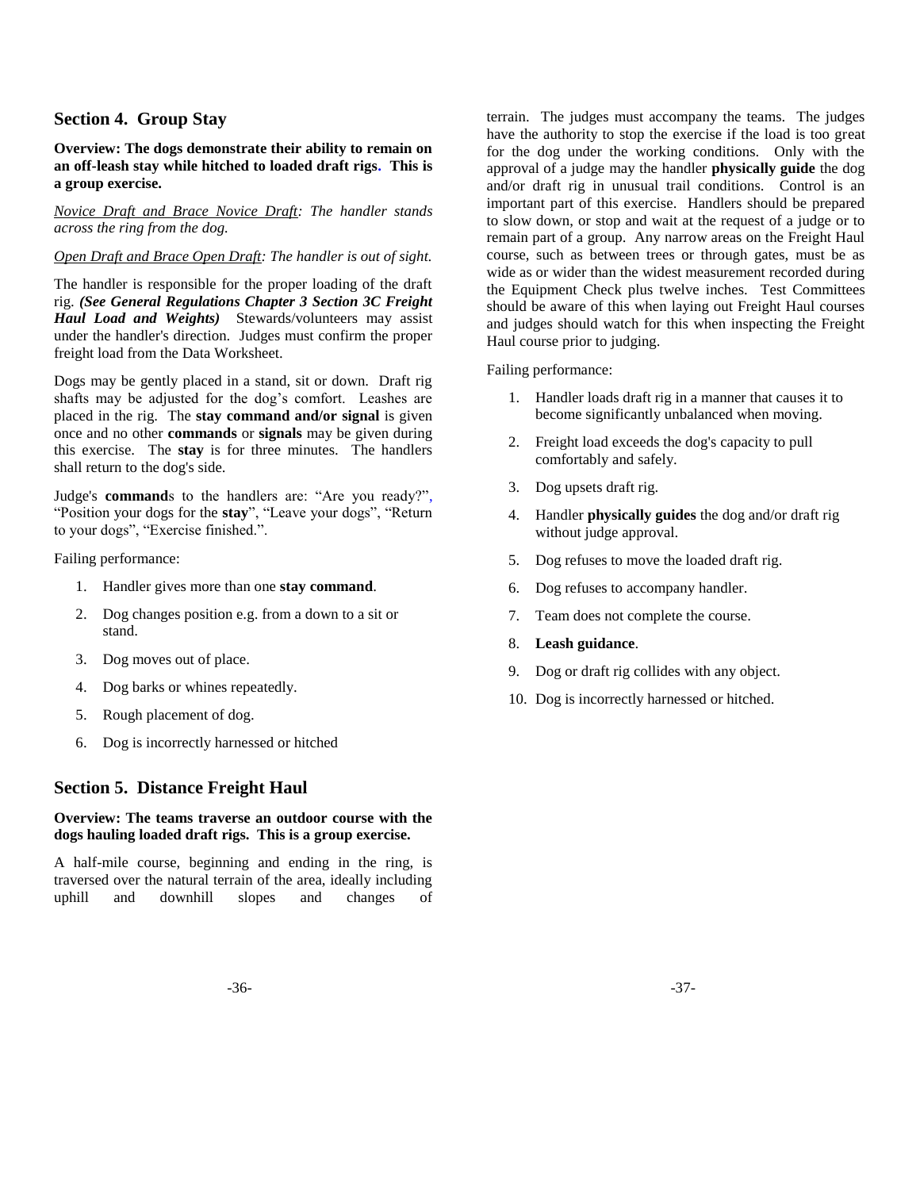## Section 4. Group Stay

**Overview: The dogs demonstrate their ability to remain on an off-leash stay while hitched to loaded draft rigs. This is a group exercise.**

*Novice Draft and Brace Novice Draft: The handler stands across the ring from the dog.*

*Open Draft and Brace Open Draft: The handler is out of sight.*

The handler is responsible for the proper loading of the draft rig. ***(See General Regulations Chapter 3 Section 3C Freight Haul Load and Weights)*** Stewards/volunteers may assist under the handler's direction. Judges must confirm the proper freight load from the Data Worksheet.

Dogs may be gently placed in a stand, sit or down. Draft rig shafts may be adjusted for the dog's comfort. Leashes are placed in the rig. The **stay command and/or signal** is given once and no other **commands** or **signals** may be given during this exercise. The **stay** is for three minutes. The handlers shall return to the dog's side.

Judge's **command**s to the handlers are: "Are you ready?", "Position your dogs for the **stay**", "Leave your dogs", "Return to your dogs", "Exercise finished.".

Failing performance:

1. Handler gives more than one **stay command**.
2. Dog changes position e.g. from a down to a sit or stand.
3. Dog moves out of place.
4. Dog barks or whines repeatedly.
5. Rough placement of dog.
6. Dog is incorrectly harnessed or hitched

## Section 5. Distance Freight Haul

**Overview: The teams traverse an outdoor course with the dogs hauling loaded draft rigs. This is a group exercise.**

A half-mile course, beginning and ending in the ring, is traversed over the natural terrain of the area, ideally including uphill and downhill slopes and changes of terrain. The judges must accompany the teams. The judges have the authority to stop the exercise if the load is too great for the dog under the working conditions. Only with the approval of a judge may the handler **physically guide** the dog and/or draft rig in unusual trail conditions. Control is an important part of this exercise. Handlers should be prepared to slow down, or stop and wait at the request of a judge or to remain part of a group. Any narrow areas on the Freight Haul course, such as between trees or through gates, must be as wide as or wider than the widest measurement recorded during the Equipment Check plus twelve inches. Test Committees should be aware of this when laying out Freight Haul courses and judges should watch for this when inspecting the Freight Haul course prior to judging.

Failing performance:

1. Handler loads draft rig in a manner that causes it to become significantly unbalanced when moving.
2. Freight load exceeds the dog's capacity to pull comfortably and safely.
3. Dog upsets draft rig.
4. Handler **physically guides** the dog and/or draft rig without judge approval.
5. Dog refuses to move the loaded draft rig.
6. Dog refuses to accompany handler.
7. Team does not complete the course.
8. **Leash guidance**.
9. Dog or draft rig collides with any object.
10. Dog is incorrectly harnessed or hitched.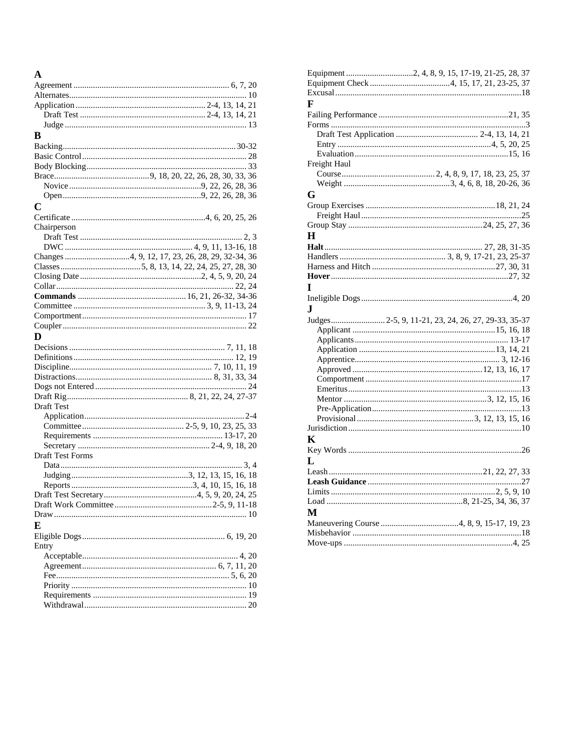## A

Agreement ........ 6, 7, 20
Alternates ........ 10
Application ........ 2-4, 13, 14, 21
  Draft Test ........ 2-4, 13, 14, 21
  Judge ........ 13

## B

Backing ........ 30-32
Basic Control ........ 28
Body Blocking ........ 33
Brace ........ 9, 18, 20, 22, 26, 28, 30, 33, 36
  Novice ........ 9, 22, 26, 28, 36
  Open ........ 9, 22, 26, 28, 36

## C

Certificate ........ 4, 6, 20, 25, 26
Chairperson
  Draft Test ........ 2, 3
  DWC ........ 4, 9, 11, 13-16, 18
Changes ........ 4, 9, 12, 17, 23, 26, 28, 29, 32-34, 36
Classes ........ 5, 8, 13, 14, 22, 24, 25, 27, 28, 30
Closing Date ........ 2, 4, 5, 9, 20, 24
Collar ........ 22, 24
**Commands** ........ 16, 21, 26-32, 34-36
Committee ........ 3, 9, 11-13, 24
Comportment ........ 17
Coupler ........ 22

## D

Decisions ........ 7, 11, 18
Definitions ........ 12, 19
Discipline ........ 7, 10, 11, 19
Distractions ........ 8, 31, 33, 34
Dogs not Entered ........ 24
Draft Rig ........ 8, 21, 22, 24, 27-37
Draft Test
  Application ........ 2-4
  Committee ........ 2-5, 9, 10, 23, 25, 33
  Requirements ........ 13-17, 20
  Secretary ........ 2-4, 9, 18, 20
Draft Test Forms
  Data ........ 3, 4
  Judging ........ 3, 12, 13, 15, 16, 18
  Reports ........ 3, 4, 10, 15, 16, 18
Draft Test Secretary ........ 4, 5, 9, 20, 24, 25
Draft Work Committee ........ 2-5, 9, 11-18
Draw ........ 10

## E

Eligible Dogs ........ 6, 19, 20
Entry
  Acceptable ........ 4, 20
  Agreement ........ 6, 7, 11, 20
  Fee ........ 5, 6, 20
  Priority ........ 10
  Requirements ........ 19
  Withdrawal ........ 20
Equipment ........ 2, 4, 8, 9, 15, 17-19, 21-25, 28, 37
Equipment Check ........ 4, 15, 17, 21, 23-25, 37
Excusal ........ 18

## F

Failing Performance ........ 21, 35
Forms ........ 3
  Draft Test Application ........ 2-4, 13, 14, 21
  Entry ........ 4, 5, 20, 25
  Evaluation ........ 15, 16
Freight Haul
  Course ........ 2, 4, 8, 9, 17, 18, 23, 25, 37
  Weight ........ 3, 4, 6, 8, 18, 20-26, 36

## G

Group Exercises ........ 18, 21, 24
  Freight Haul ........ 25
Group Stay ........ 24, 25, 27, 36

## H

**Halt** ........ 27, 28, 31-35
Handlers ........ 3, 8, 9, 17-21, 23, 25-37
Harness and Hitch ........ 27, 30, 31
**Hover** ........ 27, 32

## I

Ineligible Dogs ........ 4, 20

## J

Judges ........ 2-5, 9, 11-21, 23, 24, 26, 27, 29-33, 35-37
  Applicant ........ 15, 16, 18
  Applicants ........ 13-17
  Application ........ 13, 14, 21
  Apprentice ........ 3, 12-16
  Approved ........ 12, 13, 16, 17
  Comportment ........ 17
  Emeritus ........ 13
  Mentor ........ 3, 12, 15, 16
  Pre-Application ........ 13
  Provisional ........ 3, 12, 13, 15, 16
Jurisdiction ........ 10

## K

Key Words ........ 26

## L

Leash ........ 21, 22, 27, 33
**Leash Guidance** ........ 27
Limits ........ 2, 5, 9, 10
Load ........ 8, 21-25, 34, 36, 37

## M

Maneuvering Course ........ 4, 8, 9, 15-17, 19, 23
Misbehavior ........ 18
Move-ups ........ 4, 25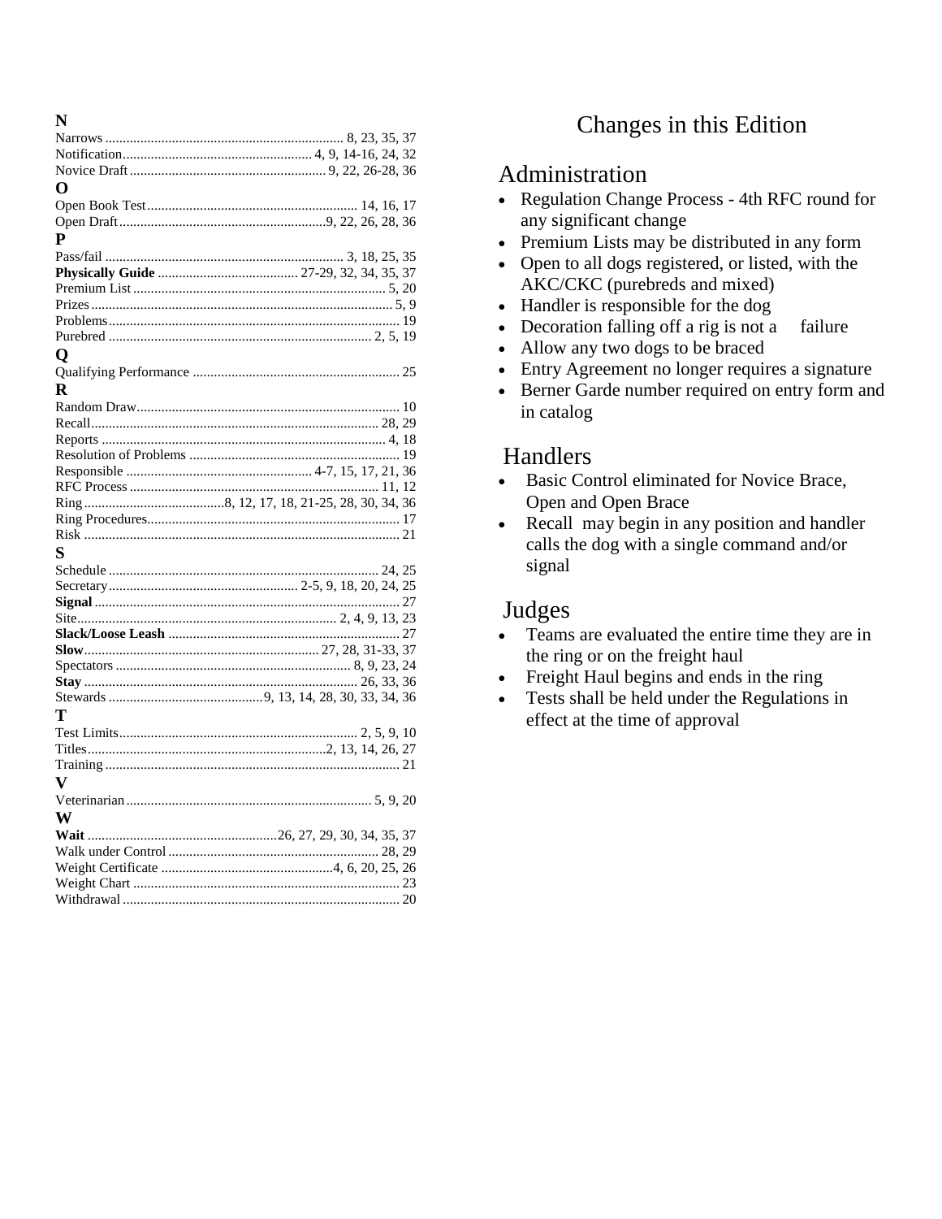**N**

Narrows .................................................................. 8, 23, 35, 37
Notification...................................................... 4, 9, 14-16, 24, 32
Novice Draft ....................................................... 9, 22, 26-28, 36

**O**

Open Book Test............................................................ 14, 16, 17
Open Draft...........................................................9, 22, 26, 28, 36

**P**

Pass/fail .................................................................... 3, 18, 25, 35
**Physically Guide** ........................................ 27-29, 32, 34, 35, 37
Premium List ....................................................................... 5, 20
Prizes ...................................................................................... 5, 9
Problems................................................................................... 19
Purebred .......................................................................... 2, 5, 19

**Q**

Qualifying Performance ........................................................... 25

**R**

Random Draw............................................................................ 10
Recall.................................................................................. 28, 29
Reports .............................................................................. 4, 18
Resolution of Problems ............................................................ 19
Responsible ..................................................... 4-7, 15, 17, 21, 36
RFC Process ...................................................................... 11, 12
Ring........................................8, 12, 17, 18, 21-25, 28, 30, 34, 36
Ring Procedures....................................................................... 17
Risk ......................................................................................... 21

**S**

Schedule ............................................................................ 24, 25
Secretary...................................................... 2-5, 9, 18, 20, 24, 25
**Signal** ...................................................................................... 27
Site.......................................................................... 2, 4, 9, 13, 23
**Slack/Loose Leash** ................................................................... 27
**Slow**.................................................................. 27, 28, 31-33, 37
Spectators .................................................................. 8, 9, 23, 24
**Stay** ............................................................................ 26, 33, 36
Stewards ............................................9, 13, 14, 28, 30, 33, 34, 36

**T**

Test Limits.................................................................... 2, 5, 9, 10
Titles...................................................................2, 13, 14, 26, 27
Training ................................................................................... 21

**V**

Veterinarian ..................................................................... 5, 9, 20

**W**

**Wait** ......................................................26, 27, 29, 30, 34, 35, 37
Walk under Control ............................................................ 28, 29
Weight Certificate ..................................................4, 6, 20, 25, 26
Weight Chart ............................................................................ 23
Withdrawal .............................................................................. 20

# Changes in this Edition

## Administration

- Regulation Change Process - 4th RFC round for any significant change
- Premium Lists may be distributed in any form
- Open to all dogs registered, or listed, with the AKC/CKC (purebreds and mixed)
- Handler is responsible for the dog
- Decoration falling off a rig is not a failure
- Allow any two dogs to be braced
- Entry Agreement no longer requires a signature
- Berner Garde number required on entry form and in catalog

## Handlers

- Basic Control eliminated for Novice Brace, Open and Open Brace
- Recall may begin in any position and handler calls the dog with a single command and/or signal

## Judges

- Teams are evaluated the entire time they are in the ring or on the freight haul
- Freight Haul begins and ends in the ring
- Tests shall be held under the Regulations in effect at the time of approval